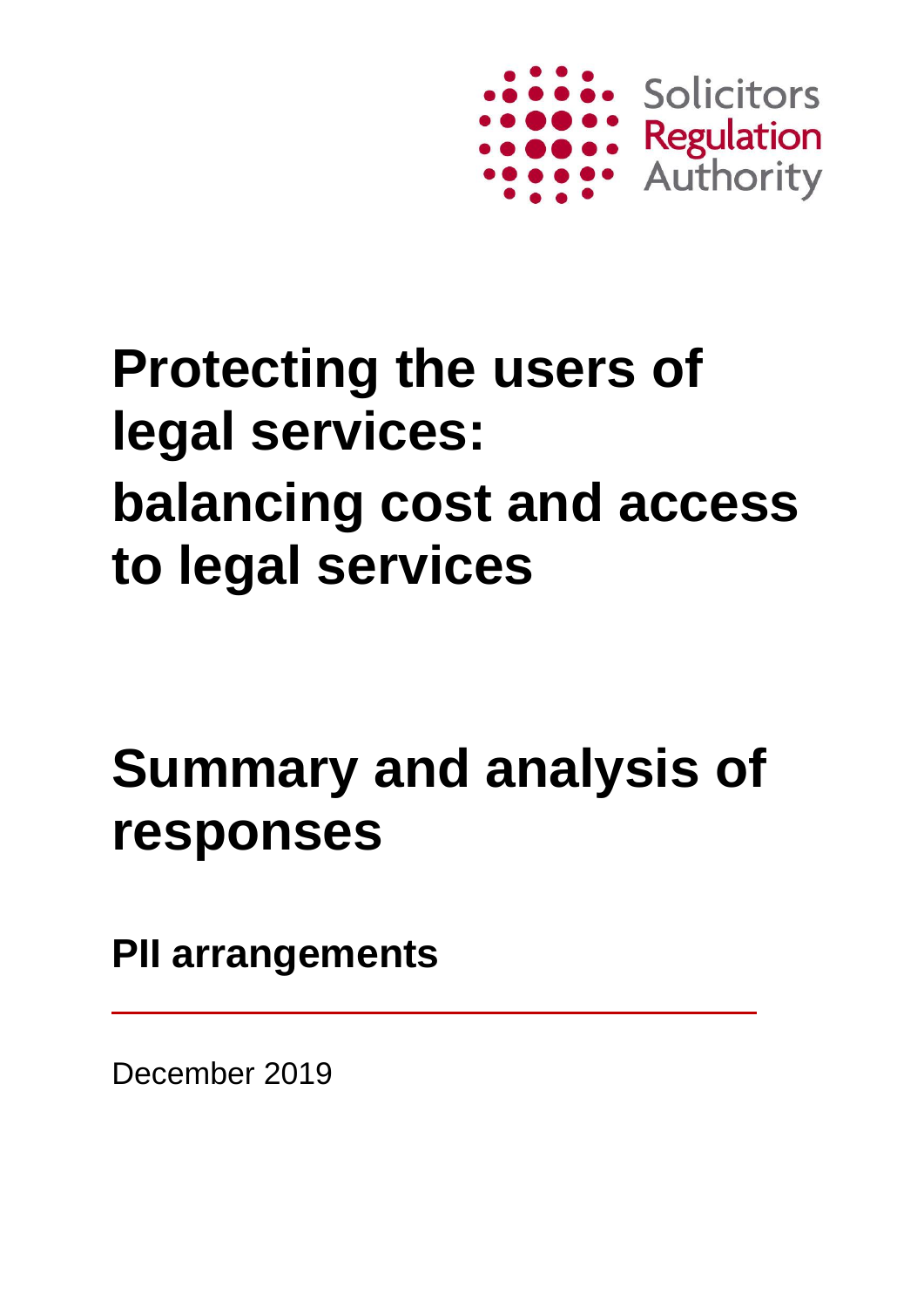Solicitors Regulation Authority

# Protecting the users of legal services: balancing cost and access to legal services

# Summary and analysis of responses

## PII arrangements

December 2019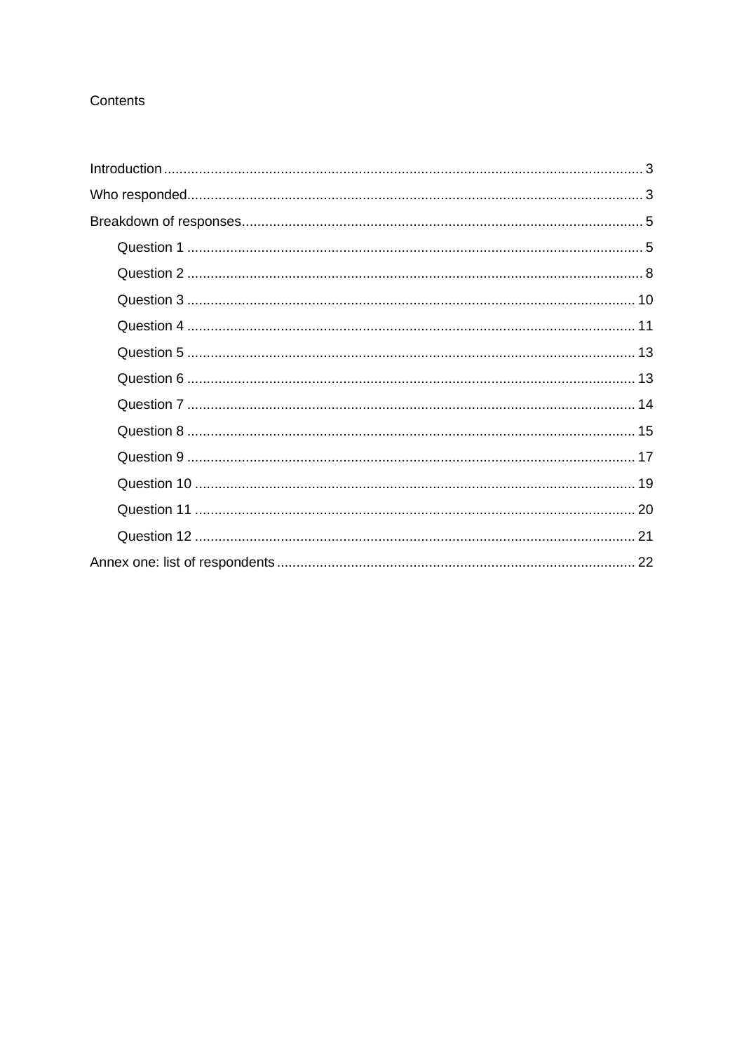# Contents

Introduction ............ 3

Who responded ............ 3

Breakdown of responses ............ 5

- Question 1 ............ 5
- Question 2 ............ 8
- Question 3 ............ 10
- Question 4 ............ 11
- Question 5 ............ 13
- Question 6 ............ 13
- Question 7 ............ 14
- Question 8 ............ 15
- Question 9 ............ 17
- Question 10 ............ 19
- Question 11 ............ 20
- Question 12 ............ 21

Annex one: list of respondents ............ 22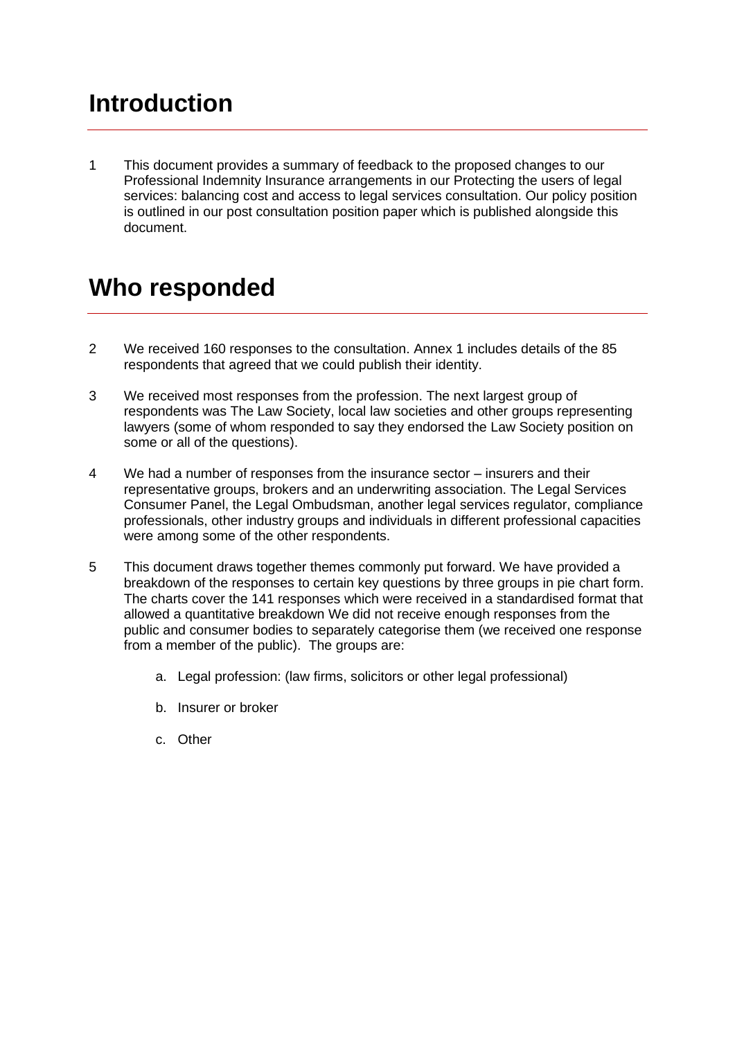# Introduction

1 This document provides a summary of feedback to the proposed changes to our Professional Indemnity Insurance arrangements in our Protecting the users of legal services: balancing cost and access to legal services consultation. Our policy position is outlined in our post consultation position paper which is published alongside this document.

# Who responded

2 We received 160 responses to the consultation. Annex 1 includes details of the 85 respondents that agreed that we could publish their identity.

3 We received most responses from the profession. The next largest group of respondents was The Law Society, local law societies and other groups representing lawyers (some of whom responded to say they endorsed the Law Society position on some or all of the questions).

4 We had a number of responses from the insurance sector – insurers and their representative groups, brokers and an underwriting association. The Legal Services Consumer Panel, the Legal Ombudsman, another legal services regulator, compliance professionals, other industry groups and individuals in different professional capacities were among some of the other respondents.

5 This document draws together themes commonly put forward. We have provided a breakdown of the responses to certain key questions by three groups in pie chart form. The charts cover the 141 responses which were received in a standardised format that allowed a quantitative breakdown We did not receive enough responses from the public and consumer bodies to separately categorise them (we received one response from a member of the public). The groups are:

   a. Legal profession: (law firms, solicitors or other legal professional)

   b. Insurer or broker

   c. Other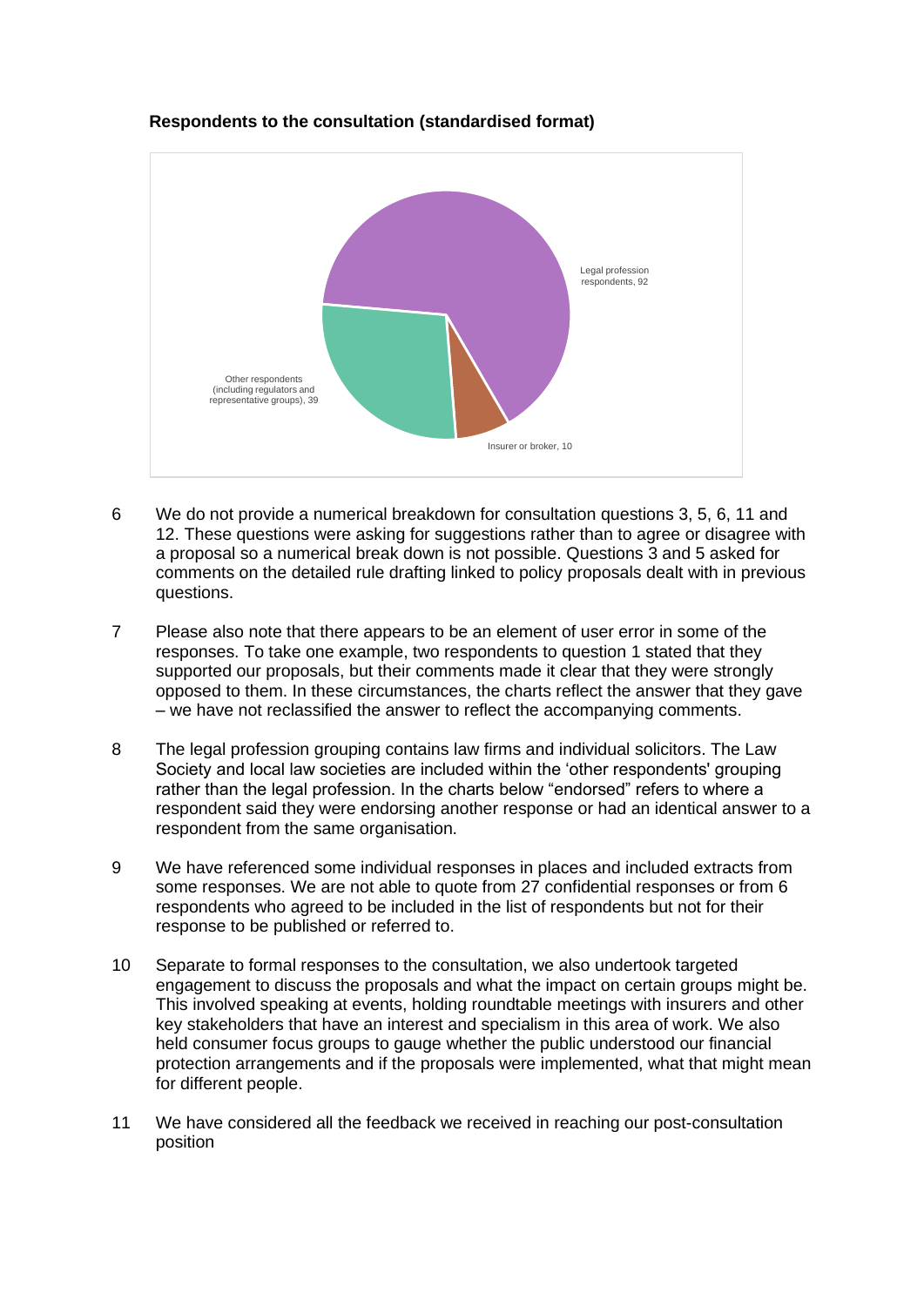**Respondents to the consultation (standardised format)**

6 We do not provide a numerical breakdown for consultation questions 3, 5, 6, 11 and 12. These questions were asking for suggestions rather than to agree or disagree with a proposal so a numerical break down is not possible. Questions 3 and 5 asked for comments on the detailed rule drafting linked to policy proposals dealt with in previous questions.

7 Please also note that there appears to be an element of user error in some of the responses. To take one example, two respondents to question 1 stated that they supported our proposals, but their comments made it clear that they were strongly opposed to them. In these circumstances, the charts reflect the answer that they gave – we have not reclassified the answer to reflect the accompanying comments.

8 The legal profession grouping contains law firms and individual solicitors. The Law Society and local law societies are included within the 'other respondents' grouping rather than the legal profession. In the charts below "endorsed" refers to where a respondent said they were endorsing another response or had an identical answer to a respondent from the same organisation.

9 We have referenced some individual responses in places and included extracts from some responses. We are not able to quote from 27 confidential responses or from 6 respondents who agreed to be included in the list of respondents but not for their response to be published or referred to.

10 Separate to formal responses to the consultation, we also undertook targeted engagement to discuss the proposals and what the impact on certain groups might be. This involved speaking at events, holding roundtable meetings with insurers and other key stakeholders that have an interest and specialism in this area of work. We also held consumer focus groups to gauge whether the public understood our financial protection arrangements and if the proposals were implemented, what that might mean for different people.

11 We have considered all the feedback we received in reaching our post-consultation position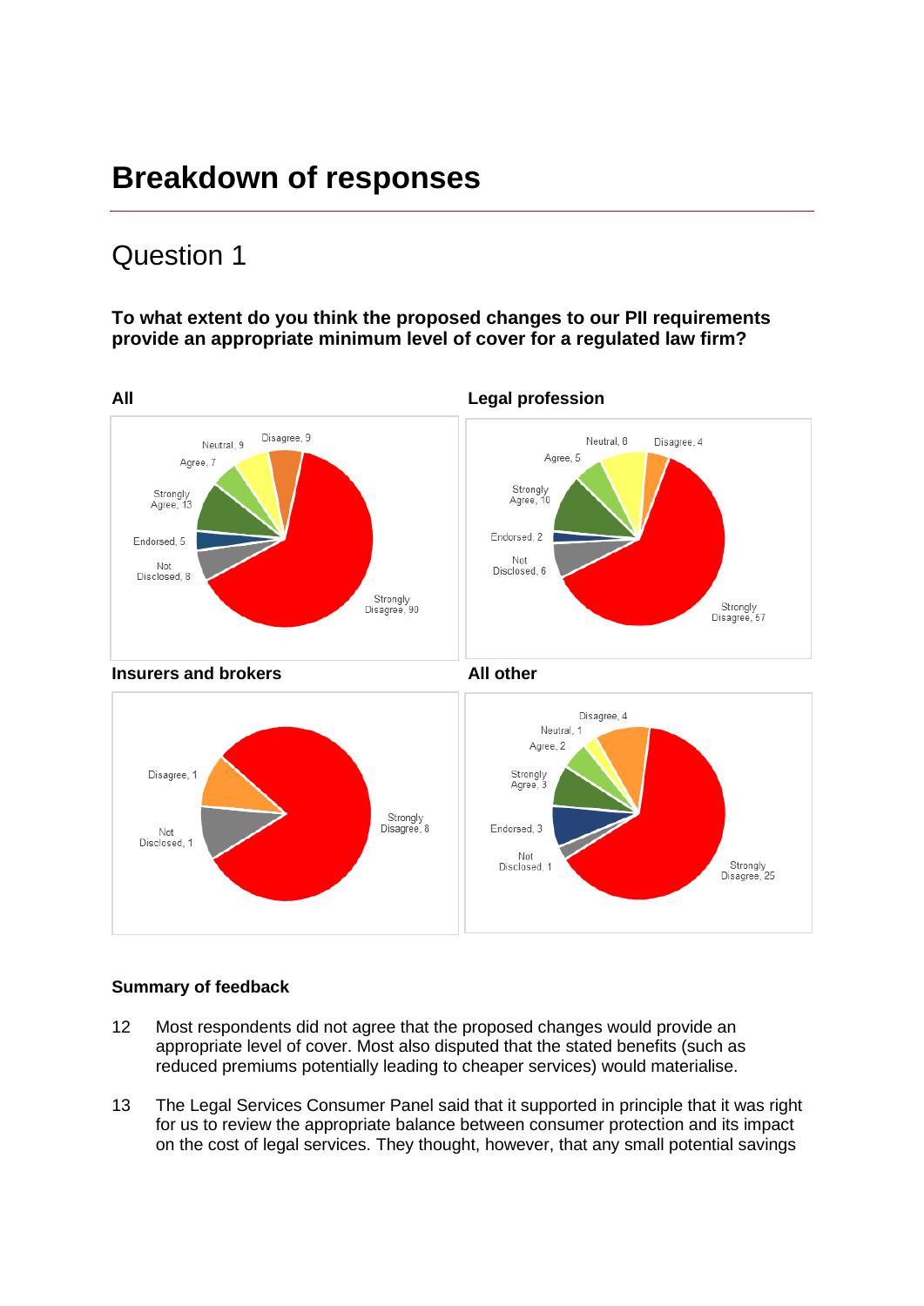# Breakdown of responses

## Question 1

**To what extent do you think the proposed changes to our PII requirements provide an appropriate minimum level of cover for a regulated law firm?**

**All**

Neutral, 9
Disagree, 9
Agree, 7
Strongly Agree, 13
Endorsed, 5
Not Disclosed, 8
Strongly Disagree, 90

**Legal profession**

Neutral, 8
Disagree, 4
Agree, 5
Strongly Agree, 10
Endorsed, 2
Not Disclosed, 6
Strongly Disagree, 57

**Insurers and brokers**

Disagree, 1
Not Disclosed, 1
Strongly Disagree, 8

**All other**

Disagree, 4
Neutral, 1
Agree, 2
Strongly Agree, 3
Endorsed, 3
Not Disclosed, 1
Strongly Disagree, 25

**Summary of feedback**

12 Most respondents did not agree that the proposed changes would provide an appropriate level of cover. Most also disputed that the stated benefits (such as reduced premiums potentially leading to cheaper services) would materialise.

13 The Legal Services Consumer Panel said that it supported in principle that it was right for us to review the appropriate balance between consumer protection and its impact on the cost of legal services. They thought, however, that any small potential savings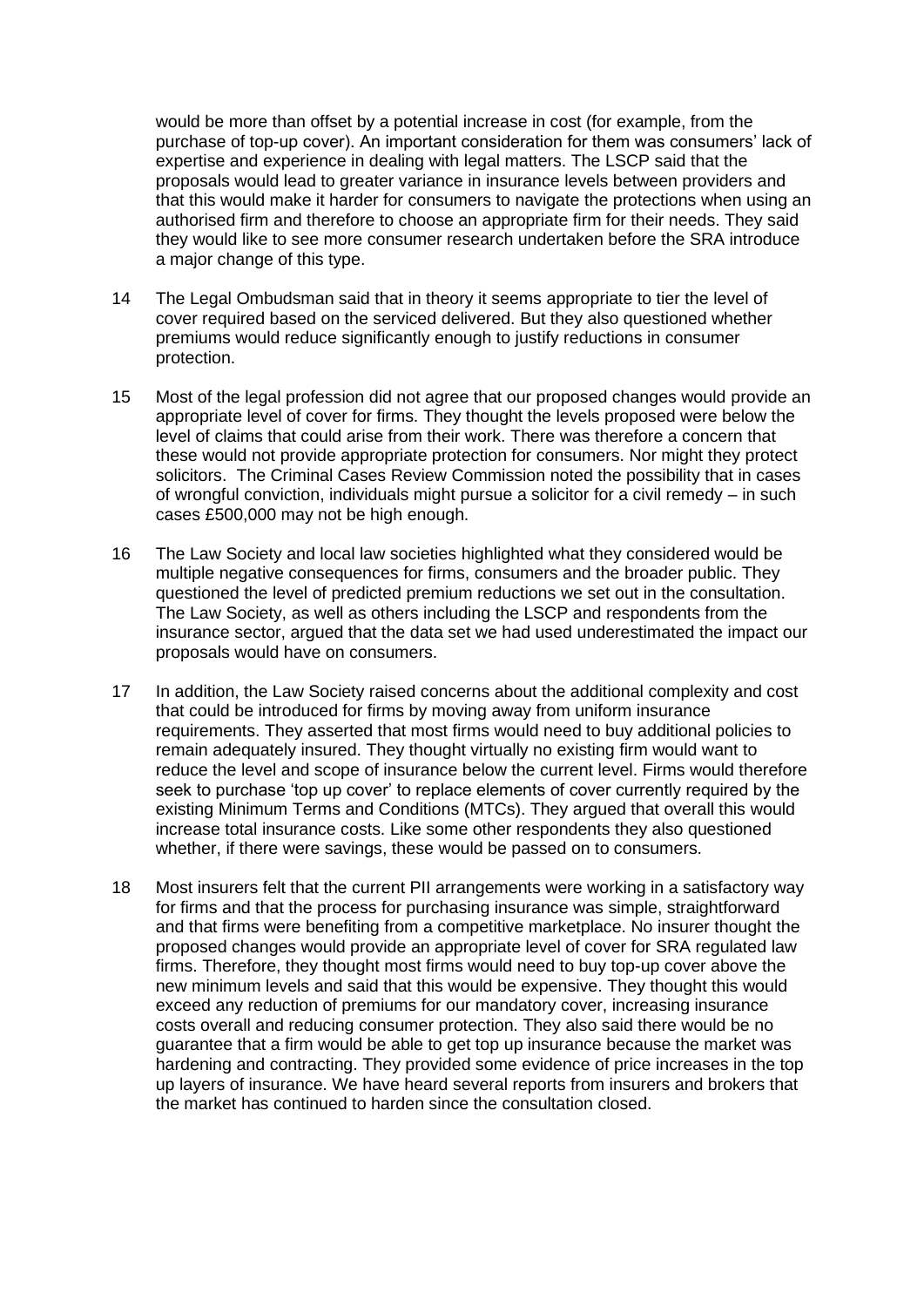would be more than offset by a potential increase in cost (for example, from the purchase of top-up cover). An important consideration for them was consumers' lack of expertise and experience in dealing with legal matters. The LSCP said that the proposals would lead to greater variance in insurance levels between providers and that this would make it harder for consumers to navigate the protections when using an authorised firm and therefore to choose an appropriate firm for their needs. They said they would like to see more consumer research undertaken before the SRA introduce a major change of this type.

14 The Legal Ombudsman said that in theory it seems appropriate to tier the level of cover required based on the serviced delivered. But they also questioned whether premiums would reduce significantly enough to justify reductions in consumer protection.

15 Most of the legal profession did not agree that our proposed changes would provide an appropriate level of cover for firms. They thought the levels proposed were below the level of claims that could arise from their work. There was therefore a concern that these would not provide appropriate protection for consumers. Nor might they protect solicitors. The Criminal Cases Review Commission noted the possibility that in cases of wrongful conviction, individuals might pursue a solicitor for a civil remedy – in such cases £500,000 may not be high enough.

16 The Law Society and local law societies highlighted what they considered would be multiple negative consequences for firms, consumers and the broader public. They questioned the level of predicted premium reductions we set out in the consultation. The Law Society, as well as others including the LSCP and respondents from the insurance sector, argued that the data set we had used underestimated the impact our proposals would have on consumers.

17 In addition, the Law Society raised concerns about the additional complexity and cost that could be introduced for firms by moving away from uniform insurance requirements. They asserted that most firms would need to buy additional policies to remain adequately insured. They thought virtually no existing firm would want to reduce the level and scope of insurance below the current level. Firms would therefore seek to purchase 'top up cover' to replace elements of cover currently required by the existing Minimum Terms and Conditions (MTCs). They argued that overall this would increase total insurance costs. Like some other respondents they also questioned whether, if there were savings, these would be passed on to consumers.

18 Most insurers felt that the current PII arrangements were working in a satisfactory way for firms and that the process for purchasing insurance was simple, straightforward and that firms were benefiting from a competitive marketplace. No insurer thought the proposed changes would provide an appropriate level of cover for SRA regulated law firms. Therefore, they thought most firms would need to buy top-up cover above the new minimum levels and said that this would be expensive. They thought this would exceed any reduction of premiums for our mandatory cover, increasing insurance costs overall and reducing consumer protection. They also said there would be no guarantee that a firm would be able to get top up insurance because the market was hardening and contracting. They provided some evidence of price increases in the top up layers of insurance. We have heard several reports from insurers and brokers that the market has continued to harden since the consultation closed.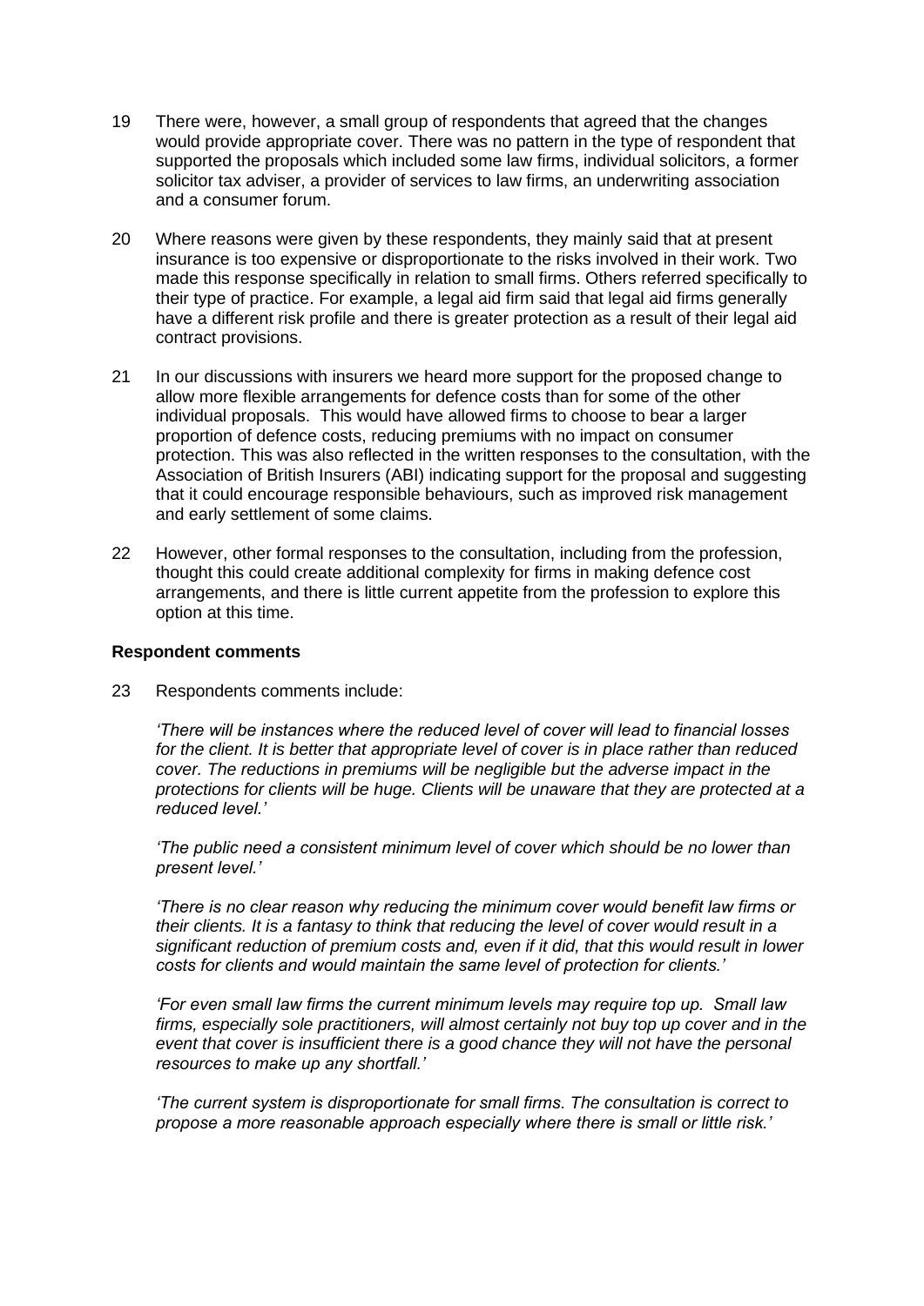19 There were, however, a small group of respondents that agreed that the changes would provide appropriate cover. There was no pattern in the type of respondent that supported the proposals which included some law firms, individual solicitors, a former solicitor tax adviser, a provider of services to law firms, an underwriting association and a consumer forum.

20 Where reasons were given by these respondents, they mainly said that at present insurance is too expensive or disproportionate to the risks involved in their work. Two made this response specifically in relation to small firms. Others referred specifically to their type of practice. For example, a legal aid firm said that legal aid firms generally have a different risk profile and there is greater protection as a result of their legal aid contract provisions.

21 In our discussions with insurers we heard more support for the proposed change to allow more flexible arrangements for defence costs than for some of the other individual proposals. This would have allowed firms to choose to bear a larger proportion of defence costs, reducing premiums with no impact on consumer protection. This was also reflected in the written responses to the consultation, with the Association of British Insurers (ABI) indicating support for the proposal and suggesting that it could encourage responsible behaviours, such as improved risk management and early settlement of some claims.

22 However, other formal responses to the consultation, including from the profession, thought this could create additional complexity for firms in making defence cost arrangements, and there is little current appetite from the profession to explore this option at this time.

**Respondent comments**

23 Respondents comments include:

*'There will be instances where the reduced level of cover will lead to financial losses for the client. It is better that appropriate level of cover is in place rather than reduced cover. The reductions in premiums will be negligible but the adverse impact in the protections for clients will be huge. Clients will be unaware that they are protected at a reduced level.'*

*'The public need a consistent minimum level of cover which should be no lower than present level.'*

*'There is no clear reason why reducing the minimum cover would benefit law firms or their clients. It is a fantasy to think that reducing the level of cover would result in a significant reduction of premium costs and, even if it did, that this would result in lower costs for clients and would maintain the same level of protection for clients.'*

*'For even small law firms the current minimum levels may require top up. Small law firms, especially sole practitioners, will almost certainly not buy top up cover and in the event that cover is insufficient there is a good chance they will not have the personal resources to make up any shortfall.'*

*'The current system is disproportionate for small firms. The consultation is correct to propose a more reasonable approach especially where there is small or little risk.'*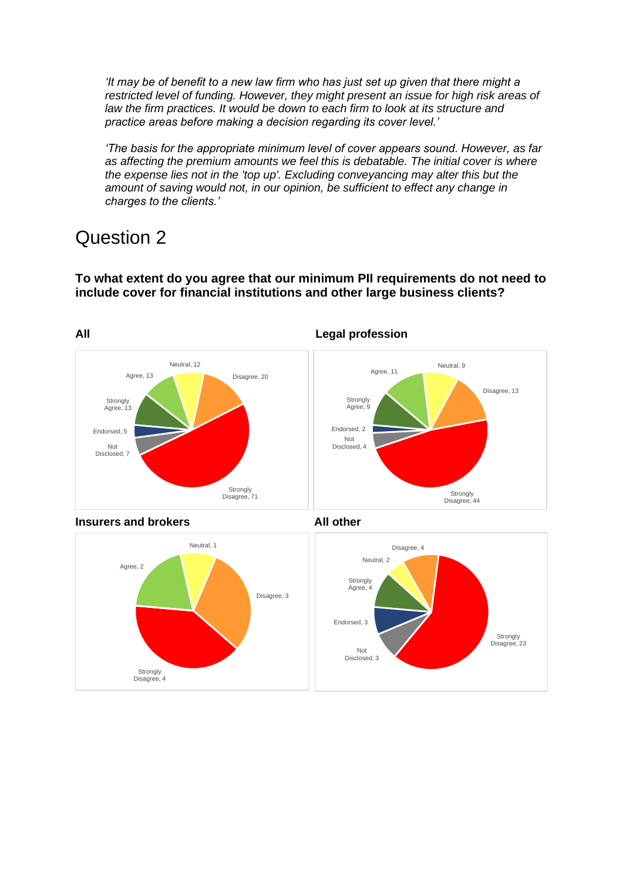*'It may be of benefit to a new law firm who has just set up given that there might a restricted level of funding. However, they might present an issue for high risk areas of law the firm practices. It would be down to each firm to look at its structure and practice areas before making a decision regarding its cover level.'*

*'The basis for the appropriate minimum level of cover appears sound. However, as far as affecting the premium amounts we feel this is debatable. The initial cover is where the expense lies not in the 'top up'. Excluding conveyancing may alter this but the amount of saving would not, in our opinion, be sufficient to effect any change in charges to the clients.'*

# Question 2

**To what extent do you agree that our minimum PII requirements do not need to include cover for financial institutions and other large business clients?**

**All**

Neutral, 12
Agree, 13
Disagree, 20
Strongly Agree, 13
Endorsed, 5
Not Disclosed, 7
Strongly Disagree, 71

**Legal profession**

Neutral, 9
Agree, 11
Disagree, 13
Strongly Agree, 9
Endorsed, 2
Not Disclosed, 4
Strongly Disagree, 44

**Insurers and brokers**

Neutral, 1
Agree, 2
Disagree, 3
Strongly Disagree, 4

**All other**

Disagree, 4
Neutral, 2
Strongly Agree, 4
Endorsed, 3
Not Disclosed, 3
Strongly Disagree, 23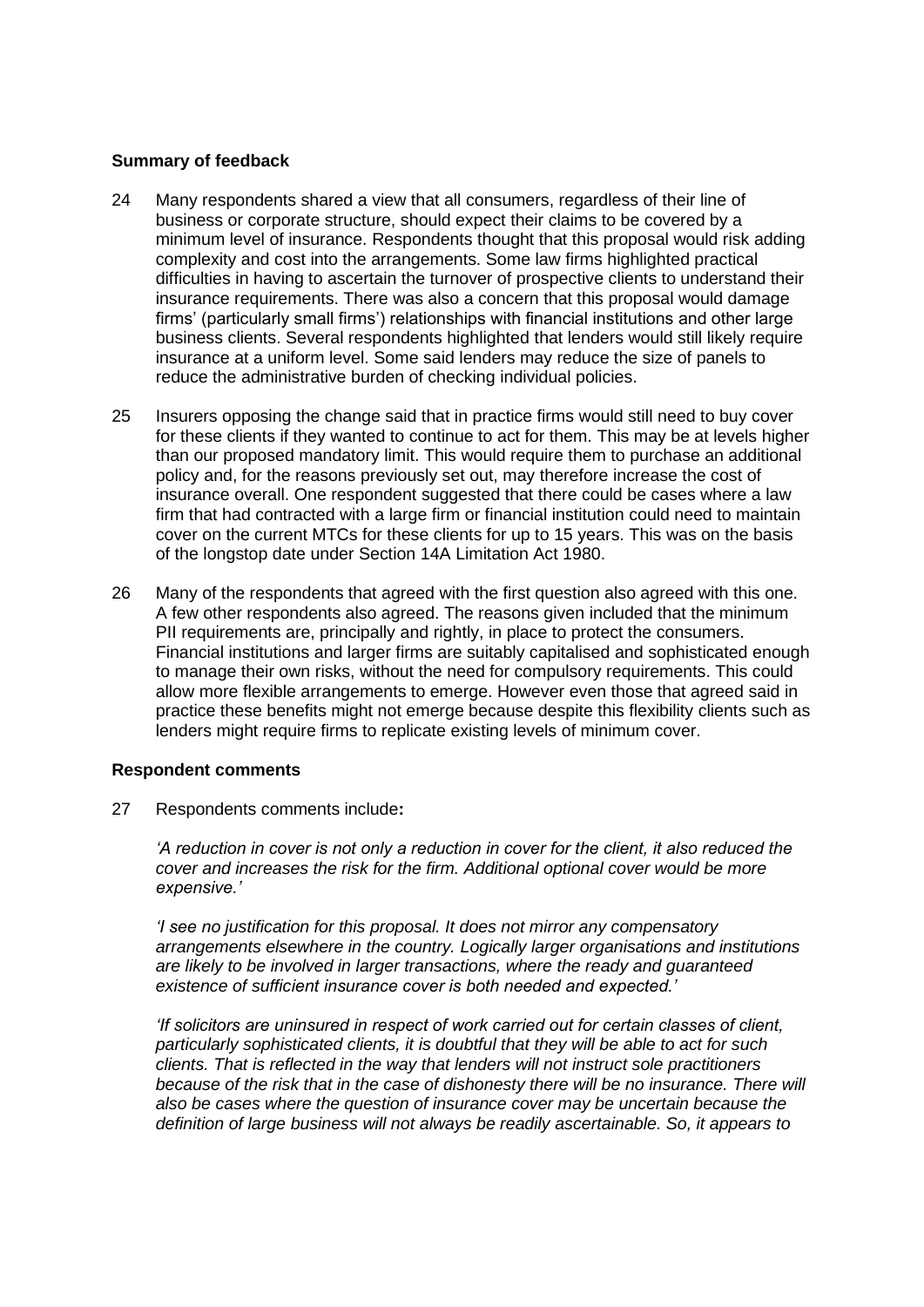### Summary of feedback

24 Many respondents shared a view that all consumers, regardless of their line of business or corporate structure, should expect their claims to be covered by a minimum level of insurance. Respondents thought that this proposal would risk adding complexity and cost into the arrangements. Some law firms highlighted practical difficulties in having to ascertain the turnover of prospective clients to understand their insurance requirements. There was also a concern that this proposal would damage firms' (particularly small firms') relationships with financial institutions and other large business clients. Several respondents highlighted that lenders would still likely require insurance at a uniform level. Some said lenders may reduce the size of panels to reduce the administrative burden of checking individual policies.

25 Insurers opposing the change said that in practice firms would still need to buy cover for these clients if they wanted to continue to act for them. This may be at levels higher than our proposed mandatory limit. This would require them to purchase an additional policy and, for the reasons previously set out, may therefore increase the cost of insurance overall. One respondent suggested that there could be cases where a law firm that had contracted with a large firm or financial institution could need to maintain cover on the current MTCs for these clients for up to 15 years. This was on the basis of the longstop date under Section 14A Limitation Act 1980.

26 Many of the respondents that agreed with the first question also agreed with this one. A few other respondents also agreed. The reasons given included that the minimum PII requirements are, principally and rightly, in place to protect the consumers. Financial institutions and larger firms are suitably capitalised and sophisticated enough to manage their own risks, without the need for compulsory requirements. This could allow more flexible arrangements to emerge. However even those that agreed said in practice these benefits might not emerge because despite this flexibility clients such as lenders might require firms to replicate existing levels of minimum cover.

### Respondent comments

27 Respondents comments include**:**

*'A reduction in cover is not only a reduction in cover for the client, it also reduced the cover and increases the risk for the firm. Additional optional cover would be more expensive.'*

*'I see no justification for this proposal. It does not mirror any compensatory arrangements elsewhere in the country. Logically larger organisations and institutions are likely to be involved in larger transactions, where the ready and guaranteed existence of sufficient insurance cover is both needed and expected.'*

*'If solicitors are uninsured in respect of work carried out for certain classes of client, particularly sophisticated clients, it is doubtful that they will be able to act for such clients. That is reflected in the way that lenders will not instruct sole practitioners because of the risk that in the case of dishonesty there will be no insurance. There will also be cases where the question of insurance cover may be uncertain because the definition of large business will not always be readily ascertainable. So, it appears to*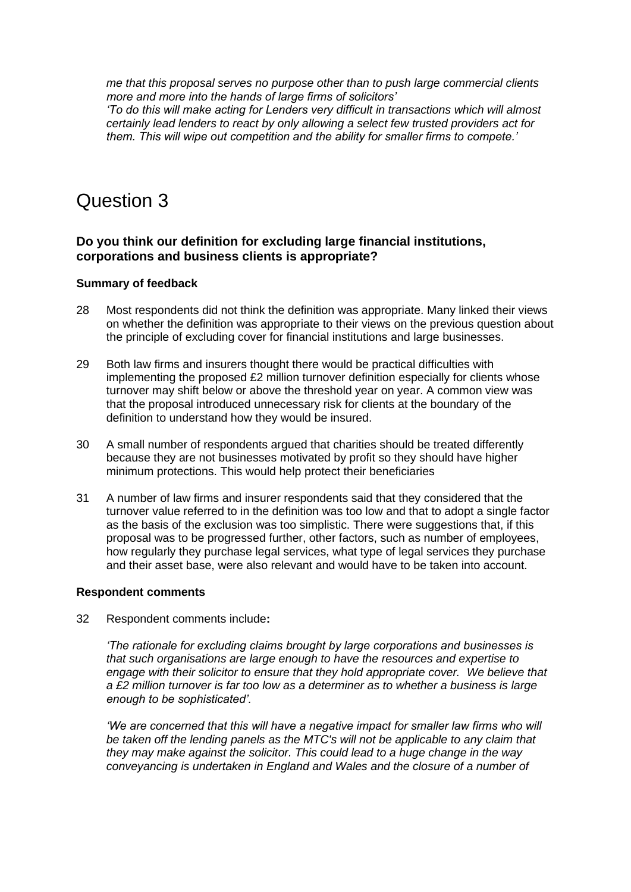*me that this proposal serves no purpose other than to push large commercial clients more and more into the hands of large firms of solicitors'*
*'To do this will make acting for Lenders very difficult in transactions which will almost certainly lead lenders to react by only allowing a select few trusted providers act for them. This will wipe out competition and the ability for smaller firms to compete.'*

# Question 3

### Do you think our definition for excluding large financial institutions, corporations and business clients is appropriate?

**Summary of feedback**

28 Most respondents did not think the definition was appropriate. Many linked their views on whether the definition was appropriate to their views on the previous question about the principle of excluding cover for financial institutions and large businesses.

29 Both law firms and insurers thought there would be practical difficulties with implementing the proposed £2 million turnover definition especially for clients whose turnover may shift below or above the threshold year on year. A common view was that the proposal introduced unnecessary risk for clients at the boundary of the definition to understand how they would be insured.

30 A small number of respondents argued that charities should be treated differently because they are not businesses motivated by profit so they should have higher minimum protections. This would help protect their beneficiaries

31 A number of law firms and insurer respondents said that they considered that the turnover value referred to in the definition was too low and that to adopt a single factor as the basis of the exclusion was too simplistic. There were suggestions that, if this proposal was to be progressed further, other factors, such as number of employees, how regularly they purchase legal services, what type of legal services they purchase and their asset base, were also relevant and would have to be taken into account.

**Respondent comments**

32 Respondent comments include**:**

*'The rationale for excluding claims brought by large corporations and businesses is that such organisations are large enough to have the resources and expertise to engage with their solicitor to ensure that they hold appropriate cover. We believe that a £2 million turnover is far too low as a determiner as to whether a business is large enough to be sophisticated'.*

*'We are concerned that this will have a negative impact for smaller law firms who will be taken off the lending panels as the MTC's will not be applicable to any claim that they may make against the solicitor. This could lead to a huge change in the way conveyancing is undertaken in England and Wales and the closure of a number of*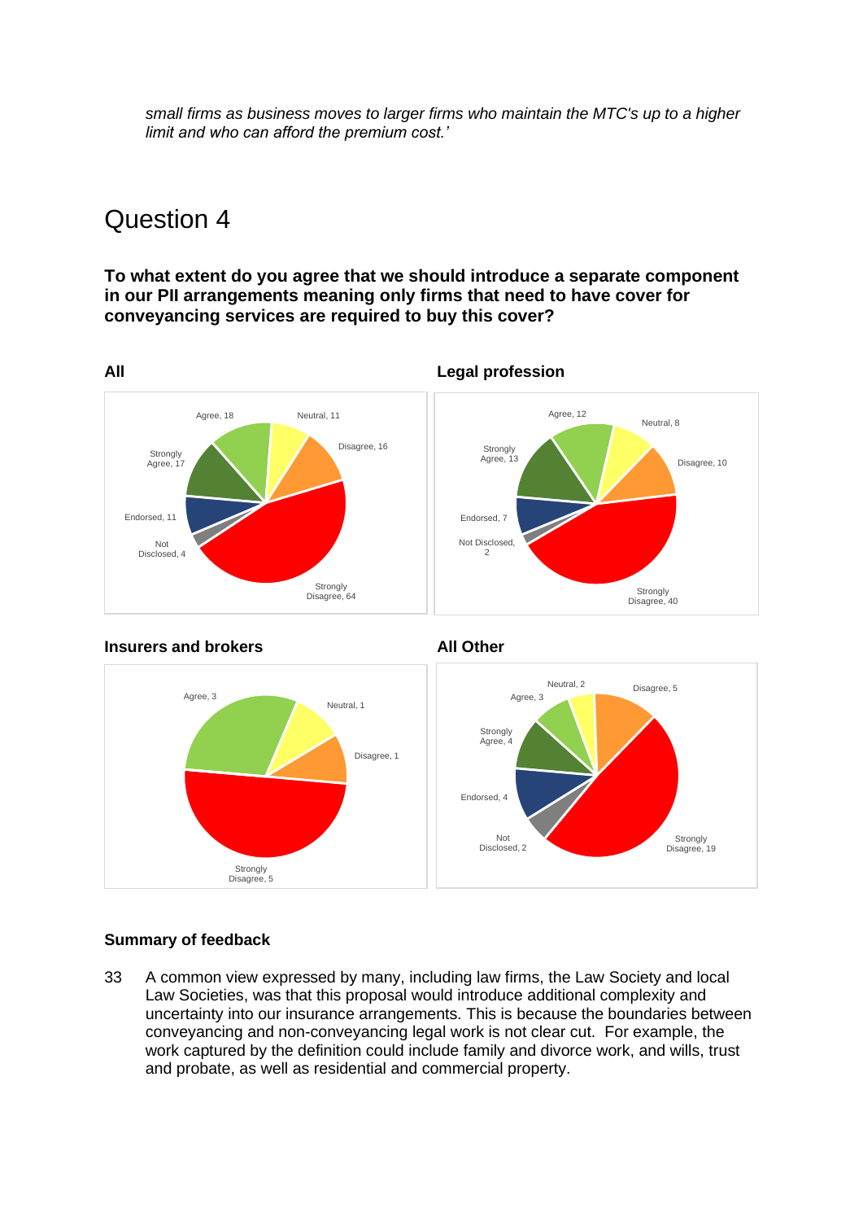*small firms as business moves to larger firms who maintain the MTC's up to a higher limit and who can afford the premium cost.'*

# Question 4

**To what extent do you agree that we should introduce a separate component in our PII arrangements meaning only firms that need to have cover for conveyancing services are required to buy this cover?**

**All**

Agree, 18; Neutral, 11; Disagree, 16; Strongly Agree, 17; Endorsed, 11; Not Disclosed, 4; Strongly Disagree, 64

**Legal profession**

Agree, 12; Neutral, 8; Strongly Agree, 13; Disagree, 10; Endorsed, 7; Not Disclosed, 2; Strongly Disagree, 40

**Insurers and brokers**

Agree, 3; Neutral, 1; Disagree, 1; Strongly Disagree, 5

**All Other**

Neutral, 2; Agree, 3; Disagree, 5; Strongly Agree, 4; Endorsed, 4; Not Disclosed, 2; Strongly Disagree, 19

**Summary of feedback**

33 A common view expressed by many, including law firms, the Law Society and local Law Societies, was that this proposal would introduce additional complexity and uncertainty into our insurance arrangements. This is because the boundaries between conveyancing and non-conveyancing legal work is not clear cut. For example, the work captured by the definition could include family and divorce work, and wills, trust and probate, as well as residential and commercial property.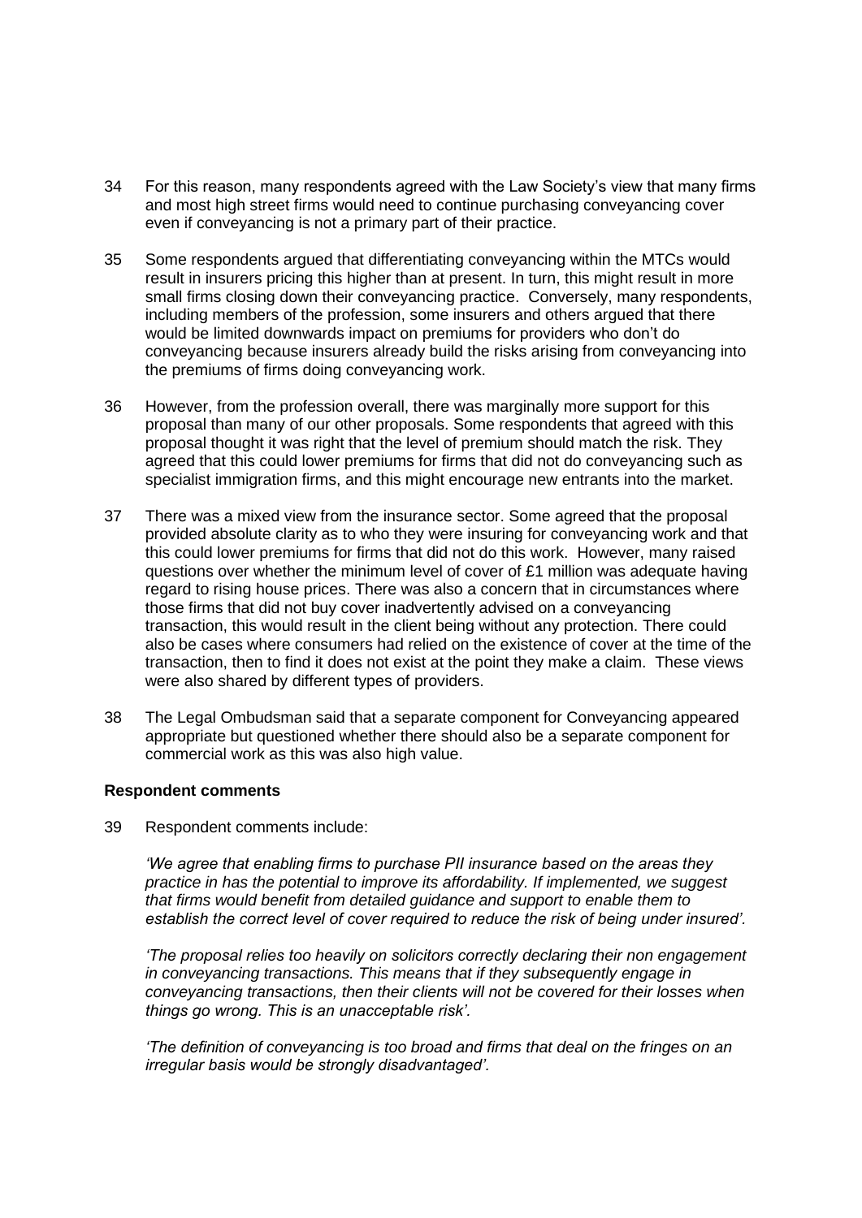34 For this reason, many respondents agreed with the Law Society's view that many firms and most high street firms would need to continue purchasing conveyancing cover even if conveyancing is not a primary part of their practice.

35 Some respondents argued that differentiating conveyancing within the MTCs would result in insurers pricing this higher than at present. In turn, this might result in more small firms closing down their conveyancing practice. Conversely, many respondents, including members of the profession, some insurers and others argued that there would be limited downwards impact on premiums for providers who don't do conveyancing because insurers already build the risks arising from conveyancing into the premiums of firms doing conveyancing work.

36 However, from the profession overall, there was marginally more support for this proposal than many of our other proposals. Some respondents that agreed with this proposal thought it was right that the level of premium should match the risk. They agreed that this could lower premiums for firms that did not do conveyancing such as specialist immigration firms, and this might encourage new entrants into the market.

37 There was a mixed view from the insurance sector. Some agreed that the proposal provided absolute clarity as to who they were insuring for conveyancing work and that this could lower premiums for firms that did not do this work. However, many raised questions over whether the minimum level of cover of £1 million was adequate having regard to rising house prices. There was also a concern that in circumstances where those firms that did not buy cover inadvertently advised on a conveyancing transaction, this would result in the client being without any protection. There could also be cases where consumers had relied on the existence of cover at the time of the transaction, then to find it does not exist at the point they make a claim. These views were also shared by different types of providers.

38 The Legal Ombudsman said that a separate component for Conveyancing appeared appropriate but questioned whether there should also be a separate component for commercial work as this was also high value.

**Respondent comments**

39 Respondent comments include:

*'We agree that enabling firms to purchase PII insurance based on the areas they practice in has the potential to improve its affordability. If implemented, we suggest that firms would benefit from detailed guidance and support to enable them to establish the correct level of cover required to reduce the risk of being under insured'.*

*'The proposal relies too heavily on solicitors correctly declaring their non engagement in conveyancing transactions. This means that if they subsequently engage in conveyancing transactions, then their clients will not be covered for their losses when things go wrong. This is an unacceptable risk'.*

*'The definition of conveyancing is too broad and firms that deal on the fringes on an irregular basis would be strongly disadvantaged'.*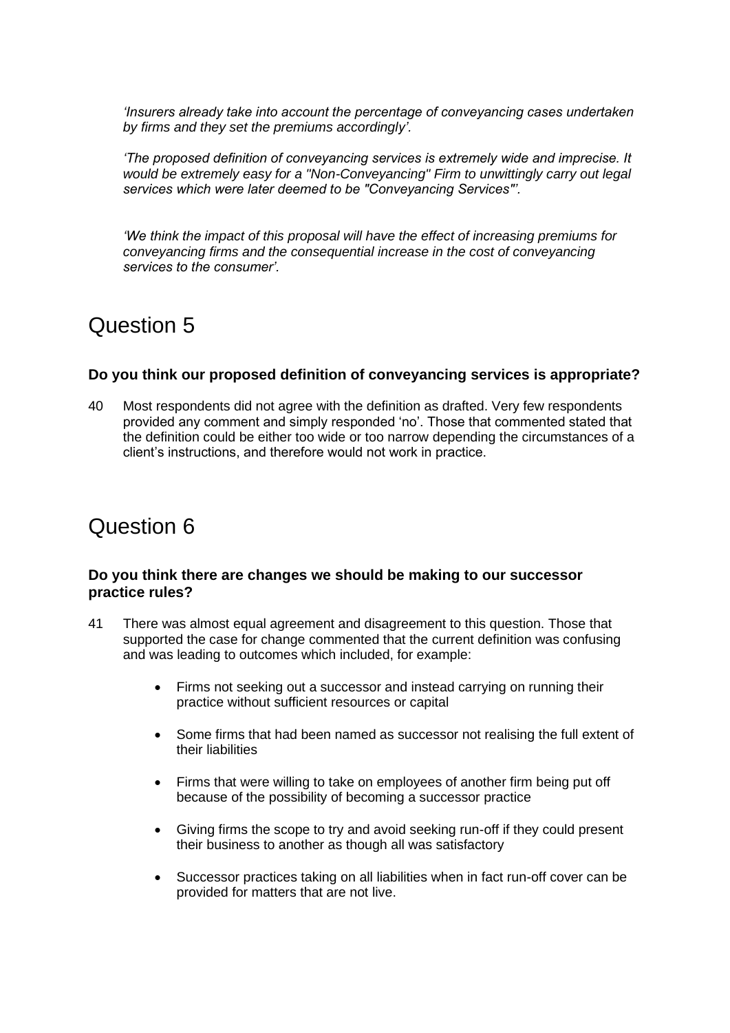*'Insurers already take into account the percentage of conveyancing cases undertaken by firms and they set the premiums accordingly'.*

*'The proposed definition of conveyancing services is extremely wide and imprecise. It would be extremely easy for a "Non-Conveyancing" Firm to unwittingly carry out legal services which were later deemed to be "Conveyancing Services"'.*

*'We think the impact of this proposal will have the effect of increasing premiums for conveyancing firms and the consequential increase in the cost of conveyancing services to the consumer'.*

# Question 5

**Do you think our proposed definition of conveyancing services is appropriate?**

40 Most respondents did not agree with the definition as drafted. Very few respondents provided any comment and simply responded 'no'. Those that commented stated that the definition could be either too wide or too narrow depending the circumstances of a client's instructions, and therefore would not work in practice.

# Question 6

**Do you think there are changes we should be making to our successor practice rules?**

41 There was almost equal agreement and disagreement to this question. Those that supported the case for change commented that the current definition was confusing and was leading to outcomes which included, for example:

- Firms not seeking out a successor and instead carrying on running their practice without sufficient resources or capital
- Some firms that had been named as successor not realising the full extent of their liabilities
- Firms that were willing to take on employees of another firm being put off because of the possibility of becoming a successor practice
- Giving firms the scope to try and avoid seeking run-off if they could present their business to another as though all was satisfactory
- Successor practices taking on all liabilities when in fact run-off cover can be provided for matters that are not live.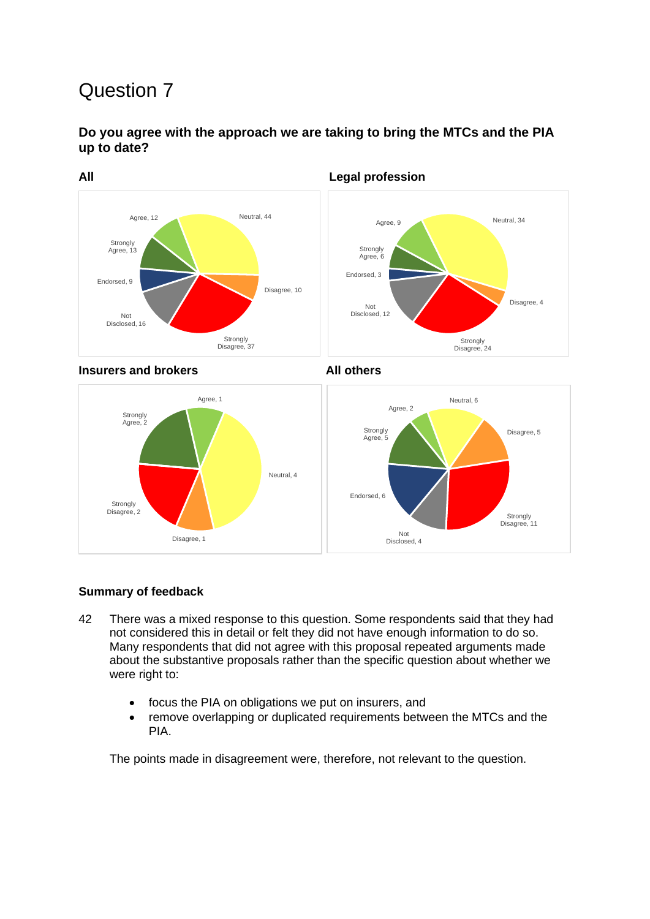# Question 7

**Do you agree with the approach we are taking to bring the MTCs and the PIA up to date?**

**All**

Agree, 12
Strongly Agree, 13
Endorsed, 9
Not Disclosed, 16
Strongly Disagree, 37
Disagree, 10
Neutral, 44

**Legal profession**

Agree, 9
Strongly Agree, 6
Endorsed, 3
Not Disclosed, 12
Strongly Disagree, 24
Disagree, 4
Neutral, 34

**Insurers and brokers**

Agree, 1
Strongly Agree, 2
Strongly Disagree, 2
Disagree, 1
Neutral, 4

**All others**

Agree, 2
Strongly Agree, 5
Endorsed, 6
Not Disclosed, 4
Strongly Disagree, 11
Disagree, 5
Neutral, 6

### Summary of feedback

42 There was a mixed response to this question. Some respondents said that they had not considered this in detail or felt they did not have enough information to do so. Many respondents that did not agree with this proposal repeated arguments made about the substantive proposals rather than the specific question about whether we were right to:

- focus the PIA on obligations we put on insurers, and
- remove overlapping or duplicated requirements between the MTCs and the PIA.

The points made in disagreement were, therefore, not relevant to the question.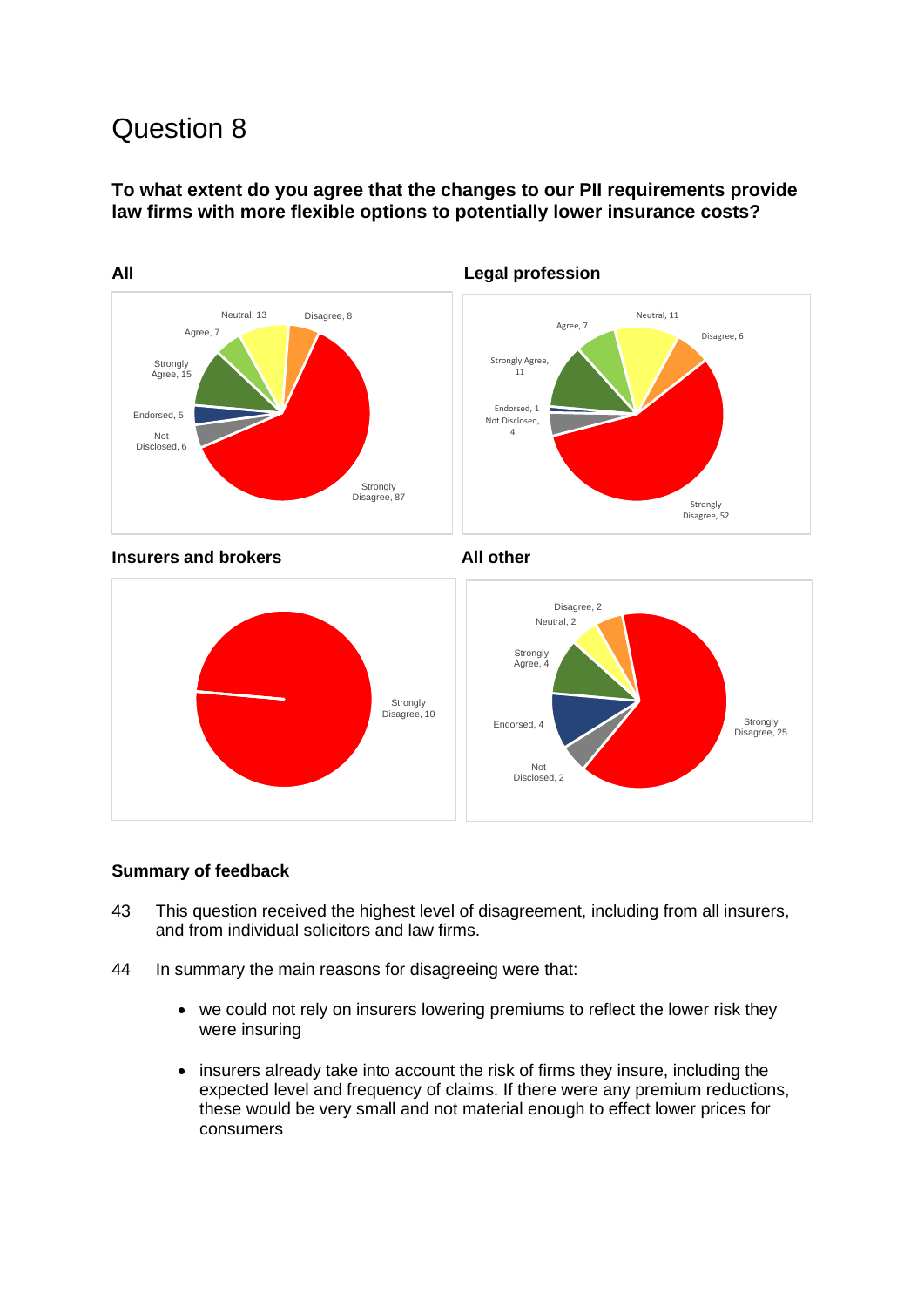# Question 8

**To what extent do you agree that the changes to our PII requirements provide law firms with more flexible options to potentially lower insurance costs?**

**All**

Neutral, 13
Disagree, 8
Agree, 7
Strongly Agree, 15
Endorsed, 5
Not Disclosed, 6
Strongly Disagree, 87

**Legal profession**

Agree, 7
Neutral, 11
Disagree, 6
Strongly Agree, 11
Endorsed, 1
Not Disclosed, 4
Strongly Disagree, 52

**Insurers and brokers**

Strongly Disagree, 10

**All other**

Disagree, 2
Neutral, 2
Strongly Agree, 4
Endorsed, 4
Not Disclosed, 2
Strongly Disagree, 25

**Summary of feedback**

43 This question received the highest level of disagreement, including from all insurers, and from individual solicitors and law firms.

44 In summary the main reasons for disagreeing were that:

- we could not rely on insurers lowering premiums to reflect the lower risk they were insuring
- insurers already take into account the risk of firms they insure, including the expected level and frequency of claims. If there were any premium reductions, these would be very small and not material enough to effect lower prices for consumers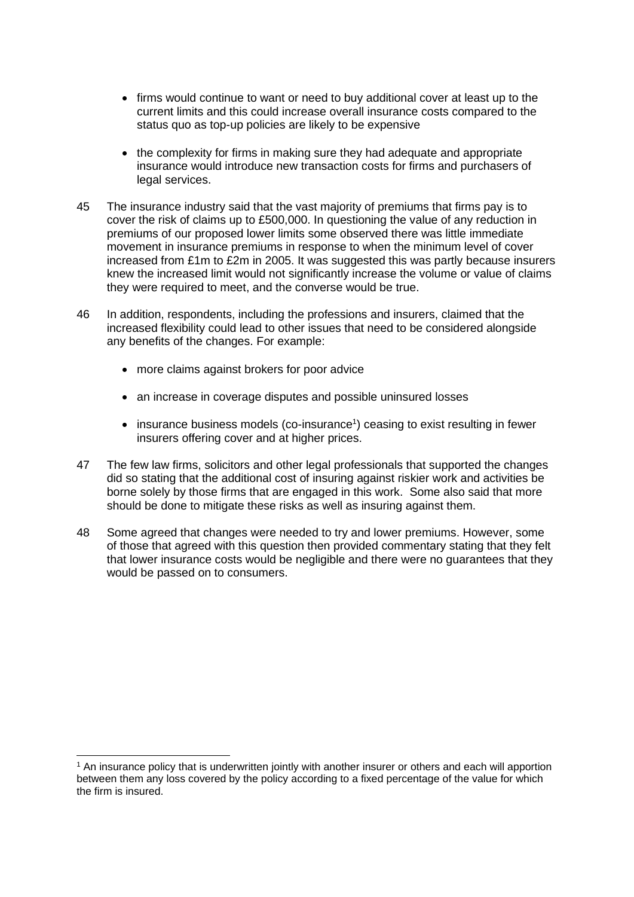- firms would continue to want or need to buy additional cover at least up to the current limits and this could increase overall insurance costs compared to the status quo as top-up policies are likely to be expensive

- the complexity for firms in making sure they had adequate and appropriate insurance would introduce new transaction costs for firms and purchasers of legal services.

45 The insurance industry said that the vast majority of premiums that firms pay is to cover the risk of claims up to £500,000. In questioning the value of any reduction in premiums of our proposed lower limits some observed there was little immediate movement in insurance premiums in response to when the minimum level of cover increased from £1m to £2m in 2005. It was suggested this was partly because insurers knew the increased limit would not significantly increase the volume or value of claims they were required to meet, and the converse would be true.

46 In addition, respondents, including the professions and insurers, claimed that the increased flexibility could lead to other issues that need to be considered alongside any benefits of the changes. For example:

- more claims against brokers for poor advice

- an increase in coverage disputes and possible uninsured losses

- insurance business models (co-insurance[1]) ceasing to exist resulting in fewer insurers offering cover and at higher prices.

47 The few law firms, solicitors and other legal professionals that supported the changes did so stating that the additional cost of insuring against riskier work and activities be borne solely by those firms that are engaged in this work. Some also said that more should be done to mitigate these risks as well as insuring against them.

48 Some agreed that changes were needed to try and lower premiums. However, some of those that agreed with this question then provided commentary stating that they felt that lower insurance costs would be negligible and there were no guarantees that they would be passed on to consumers.

[1] An insurance policy that is underwritten jointly with another insurer or others and each will apportion between them any loss covered by the policy according to a fixed percentage of the value for which the firm is insured.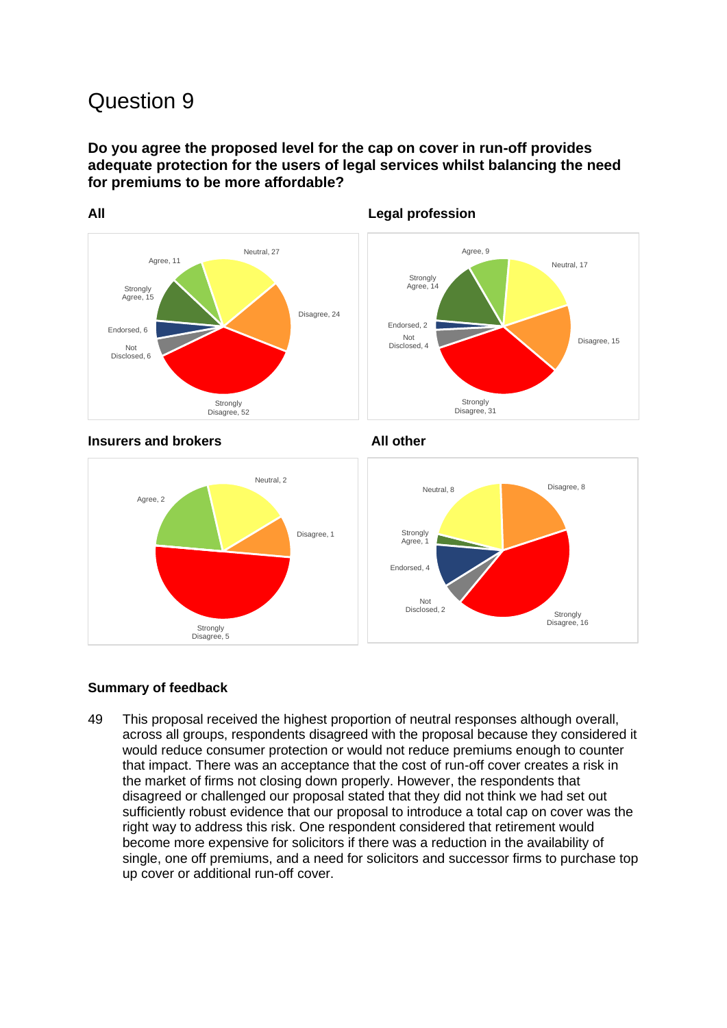# Question 9

**Do you agree the proposed level for the cap on cover in run-off provides adequate protection for the users of legal services whilst balancing the need for premiums to be more affordable?**

**All**

| Response | Count |
| --- | --- |
| Neutral | 27 |
| Disagree | 24 |
| Strongly Disagree | 52 |
| Not Disclosed | 6 |
| Endorsed | 6 |
| Strongly Agree | 15 |
| Agree | 11 |

**Legal profession**

| Response | Count |
| --- | --- |
| Agree | 9 |
| Neutral | 17 |
| Disagree | 15 |
| Strongly Disagree | 31 |
| Not Disclosed | 4 |
| Endorsed | 2 |
| Strongly Agree | 14 |

**Insurers and brokers**

| Response | Count |
| --- | --- |
| Neutral | 2 |
| Disagree | 1 |
| Strongly Disagree | 5 |
| Agree | 2 |

**All other**

| Response | Count |
| --- | --- |
| Disagree | 8 |
| Strongly Disagree | 16 |
| Not Disclosed | 2 |
| Endorsed | 4 |
| Strongly Agree | 1 |
| Neutral | 8 |

**Summary of feedback**

49 This proposal received the highest proportion of neutral responses although overall, across all groups, respondents disagreed with the proposal because they considered it would reduce consumer protection or would not reduce premiums enough to counter that impact. There was an acceptance that the cost of run-off cover creates a risk in the market of firms not closing down properly. However, the respondents that disagreed or challenged our proposal stated that they did not think we had set out sufficiently robust evidence that our proposal to introduce a total cap on cover was the right way to address this risk. One respondent considered that retirement would become more expensive for solicitors if there was a reduction in the availability of single, one off premiums, and a need for solicitors and successor firms to purchase top up cover or additional run-off cover.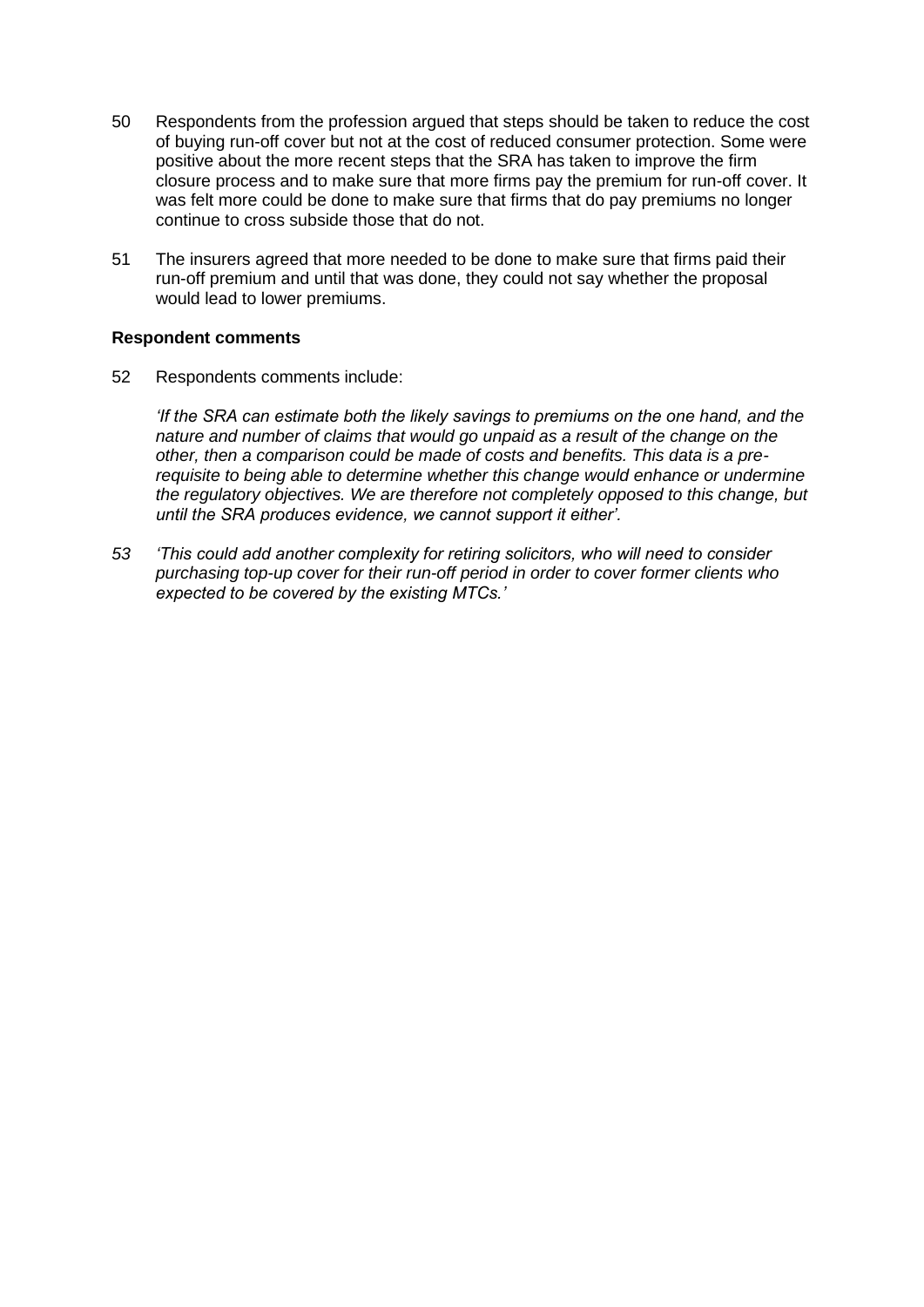50 Respondents from the profession argued that steps should be taken to reduce the cost of buying run-off cover but not at the cost of reduced consumer protection. Some were positive about the more recent steps that the SRA has taken to improve the firm closure process and to make sure that more firms pay the premium for run-off cover. It was felt more could be done to make sure that firms that do pay premiums no longer continue to cross subside those that do not.

51 The insurers agreed that more needed to be done to make sure that firms paid their run-off premium and until that was done, they could not say whether the proposal would lead to lower premiums.

**Respondent comments**

52 Respondents comments include:

*‘If the SRA can estimate both the likely savings to premiums on the one hand, and the nature and number of claims that would go unpaid as a result of the change on the other, then a comparison could be made of costs and benefits. This data is a pre-requisite to being able to determine whether this change would enhance or undermine the regulatory objectives. We are therefore not completely opposed to this change, but until the SRA produces evidence, we cannot support it either’.*

*53 ‘This could add another complexity for retiring solicitors, who will need to consider purchasing top-up cover for their run-off period in order to cover former clients who expected to be covered by the existing MTCs.’*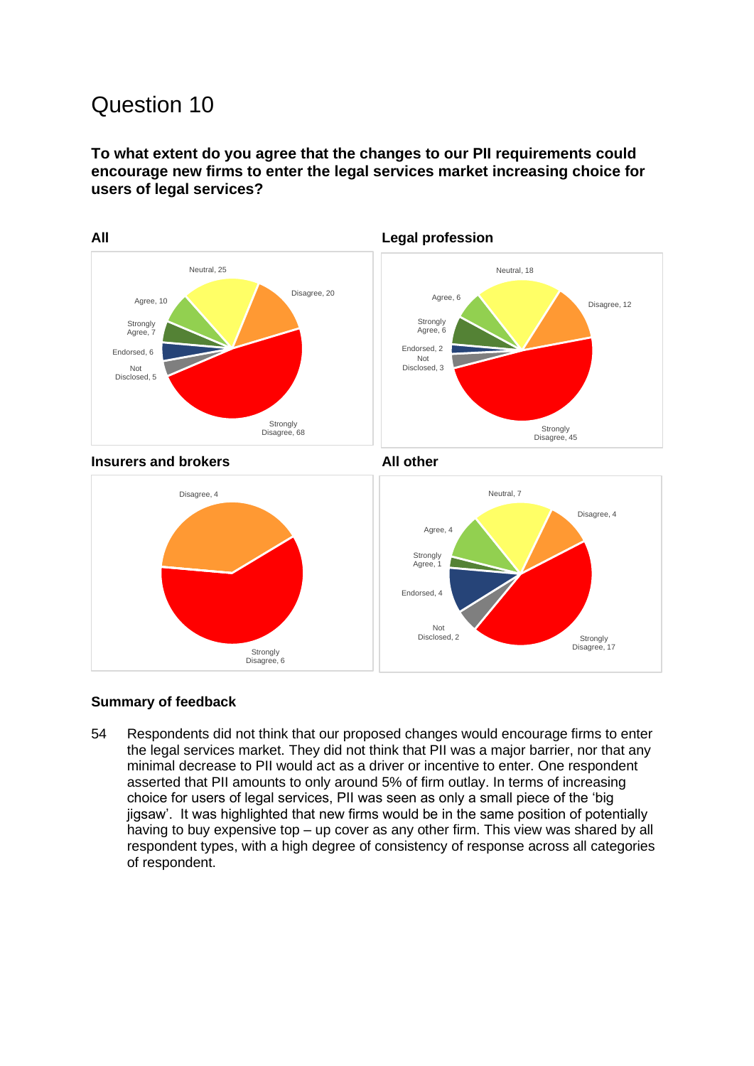# Question 10

**To what extent do you agree that the changes to our PII requirements could encourage new firms to enter the legal services market increasing choice for users of legal services?**

**All**

**Legal profession**

**Insurers and brokers**

**All other**

### Summary of feedback

54 Respondents did not think that our proposed changes would encourage firms to enter the legal services market. They did not think that PII was a major barrier, nor that any minimal decrease to PII would act as a driver or incentive to enter. One respondent asserted that PII amounts to only around 5% of firm outlay. In terms of increasing choice for users of legal services, PII was seen as only a small piece of the 'big jigsaw'. It was highlighted that new firms would be in the same position of potentially having to buy expensive top – up cover as any other firm. This view was shared by all respondent types, with a high degree of consistency of response across all categories of respondent.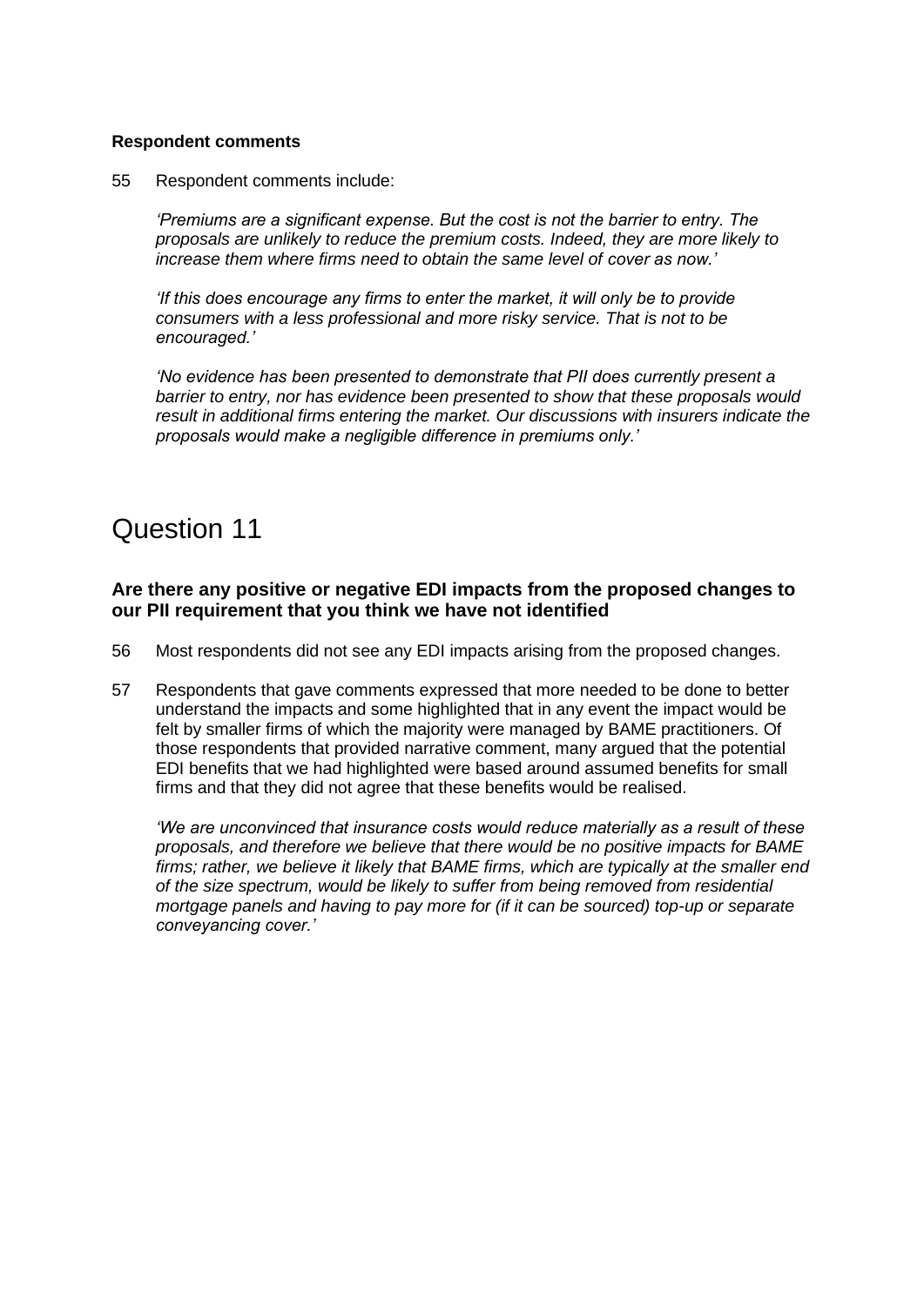**Respondent comments**

55 Respondent comments include:

*'Premiums are a significant expense. But the cost is not the barrier to entry. The proposals are unlikely to reduce the premium costs. Indeed, they are more likely to increase them where firms need to obtain the same level of cover as now.'*

*'If this does encourage any firms to enter the market, it will only be to provide consumers with a less professional and more risky service. That is not to be encouraged.'*

*'No evidence has been presented to demonstrate that PII does currently present a barrier to entry, nor has evidence been presented to show that these proposals would result in additional firms entering the market. Our discussions with insurers indicate the proposals would make a negligible difference in premiums only.'*

# Question 11

### Are there any positive or negative EDI impacts from the proposed changes to our PII requirement that you think we have not identified

56 Most respondents did not see any EDI impacts arising from the proposed changes.

57 Respondents that gave comments expressed that more needed to be done to better understand the impacts and some highlighted that in any event the impact would be felt by smaller firms of which the majority were managed by BAME practitioners. Of those respondents that provided narrative comment, many argued that the potential EDI benefits that we had highlighted were based around assumed benefits for small firms and that they did not agree that these benefits would be realised.

*'We are unconvinced that insurance costs would reduce materially as a result of these proposals, and therefore we believe that there would be no positive impacts for BAME firms; rather, we believe it likely that BAME firms, which are typically at the smaller end of the size spectrum, would be likely to suffer from being removed from residential mortgage panels and having to pay more for (if it can be sourced) top-up or separate conveyancing cover.'*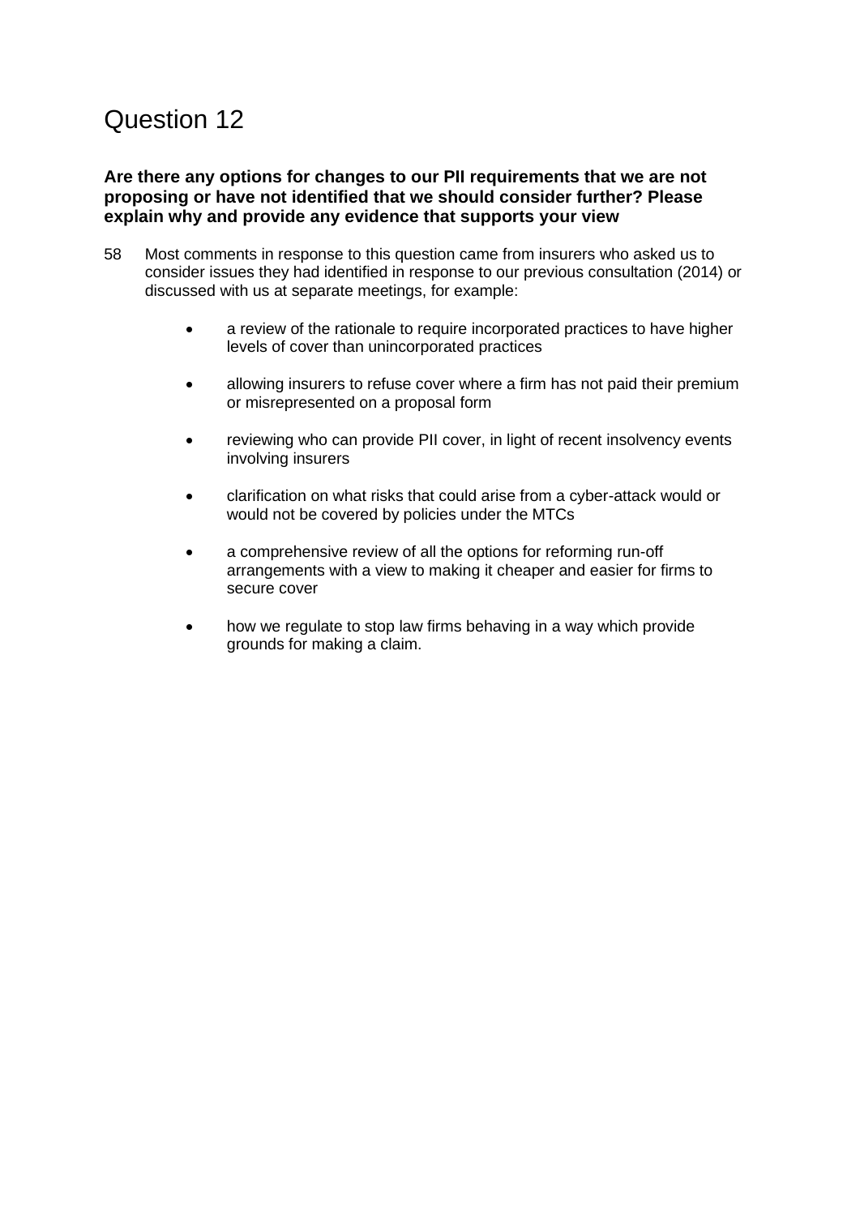# Question 12

**Are there any options for changes to our PII requirements that we are not proposing or have not identified that we should consider further? Please explain why and provide any evidence that supports your view**

58 Most comments in response to this question came from insurers who asked us to consider issues they had identified in response to our previous consultation (2014) or discussed with us at separate meetings, for example:

- a review of the rationale to require incorporated practices to have higher levels of cover than unincorporated practices
- allowing insurers to refuse cover where a firm has not paid their premium or misrepresented on a proposal form
- reviewing who can provide PII cover, in light of recent insolvency events involving insurers
- clarification on what risks that could arise from a cyber-attack would or would not be covered by policies under the MTCs
- a comprehensive review of all the options for reforming run-off arrangements with a view to making it cheaper and easier for firms to secure cover
- how we regulate to stop law firms behaving in a way which provide grounds for making a claim.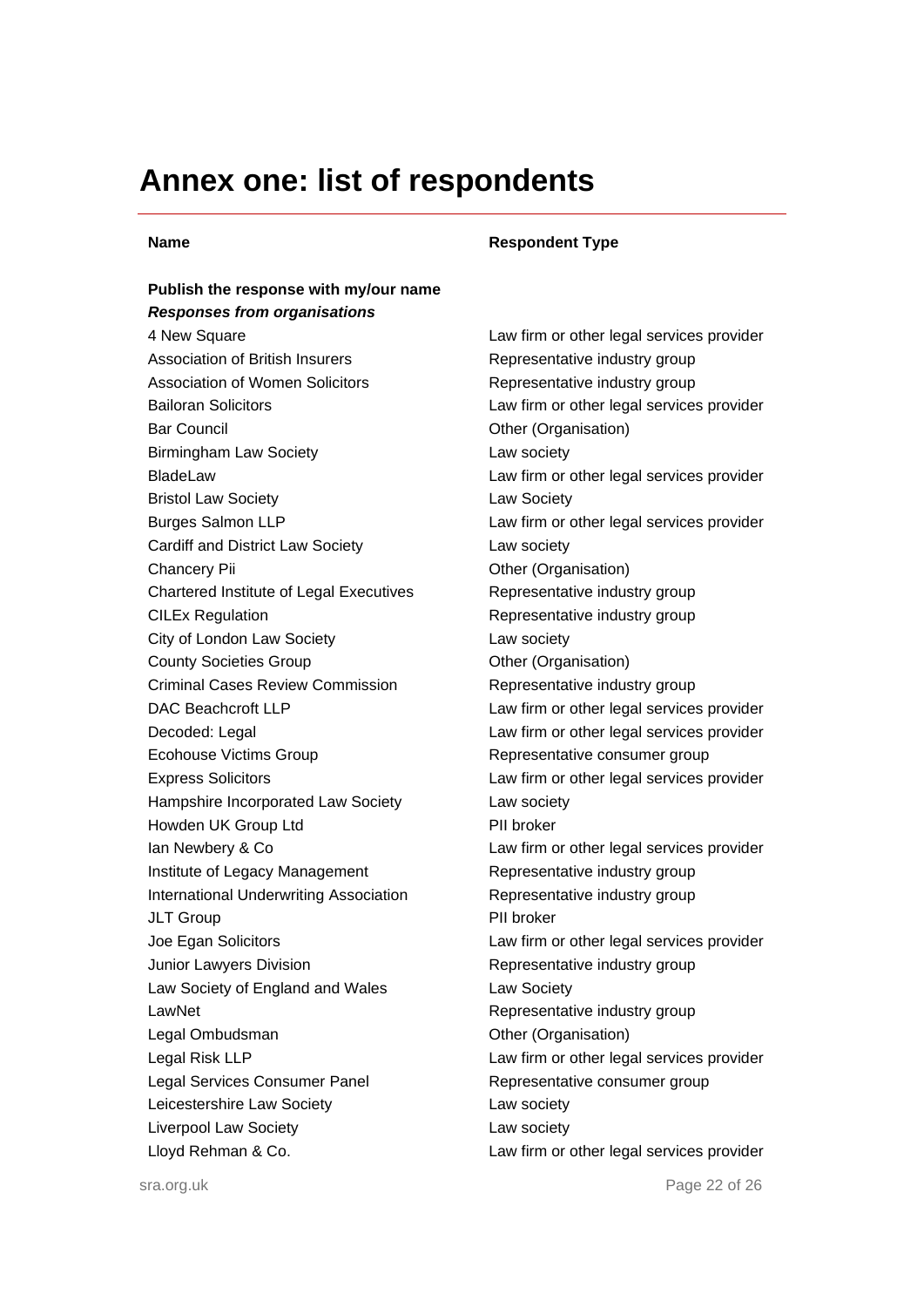# Annex one: list of respondents

| Name | Respondent Type |
|---|---|
| **Publish the response with my/our name** | |
| ***Responses from organisations*** | |
| 4 New Square | Law firm or other legal services provider |
| Association of British Insurers | Representative industry group |
| Association of Women Solicitors | Representative industry group |
| Bailoran Solicitors | Law firm or other legal services provider |
| Bar Council | Other (Organisation) |
| Birmingham Law Society | Law society |
| BladeLaw | Law firm or other legal services provider |
| Bristol Law Society | Law Society |
| Burges Salmon LLP | Law firm or other legal services provider |
| Cardiff and District Law Society | Law society |
| Chancery Pii | Other (Organisation) |
| Chartered Institute of Legal Executives | Representative industry group |
| CILEx Regulation | Representative industry group |
| City of London Law Society | Law society |
| County Societies Group | Other (Organisation) |
| Criminal Cases Review Commission | Representative industry group |
| DAC Beachcroft LLP | Law firm or other legal services provider |
| Decoded: Legal | Law firm or other legal services provider |
| Ecohouse Victims Group | Representative consumer group |
| Express Solicitors | Law firm or other legal services provider |
| Hampshire Incorporated Law Society | Law society |
| Howden UK Group Ltd | PII broker |
| Ian Newbery & Co | Law firm or other legal services provider |
| Institute of Legacy Management | Representative industry group |
| International Underwriting Association | Representative industry group |
| JLT Group | PII broker |
| Joe Egan Solicitors | Law firm or other legal services provider |
| Junior Lawyers Division | Representative industry group |
| Law Society of England and Wales | Law Society |
| LawNet | Representative industry group |
| Legal Ombudsman | Other (Organisation) |
| Legal Risk LLP | Law firm or other legal services provider |
| Legal Services Consumer Panel | Representative consumer group |
| Leicestershire Law Society | Law society |
| Liverpool Law Society | Law society |
| Lloyd Rehman & Co. | Law firm or other legal services provider |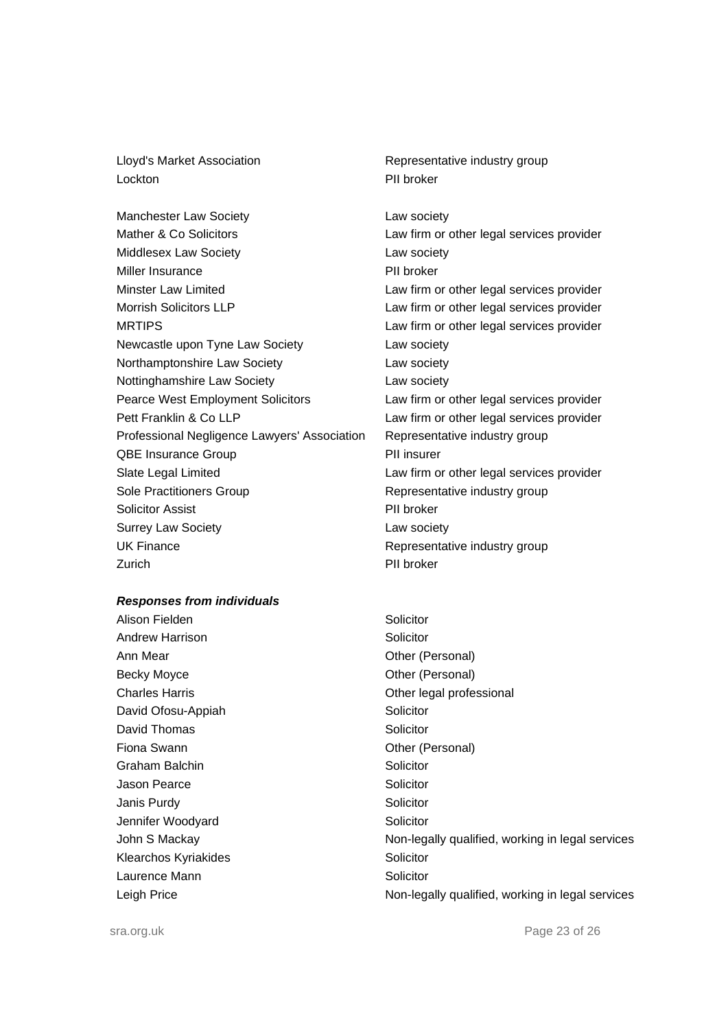| | |
|---|---|
| Lloyd's Market Association | Representative industry group |
| Lockton | PII broker |
| Manchester Law Society | Law society |
| Mather & Co Solicitors | Law firm or other legal services provider |
| Middlesex Law Society | Law society |
| Miller Insurance | PII broker |
| Minster Law Limited | Law firm or other legal services provider |
| Morrish Solicitors LLP | Law firm or other legal services provider |
| MRTIPS | Law firm or other legal services provider |
| Newcastle upon Tyne Law Society | Law society |
| Northamptonshire Law Society | Law society |
| Nottinghamshire Law Society | Law society |
| Pearce West Employment Solicitors | Law firm or other legal services provider |
| Pett Franklin & Co LLP | Law firm or other legal services provider |
| Professional Negligence Lawyers' Association | Representative industry group |
| QBE Insurance Group | PII insurer |
| Slate Legal Limited | Law firm or other legal services provider |
| Sole Practitioners Group | Representative industry group |
| Solicitor Assist | PII broker |
| Surrey Law Society | Law society |
| UK Finance | Representative industry group |
| Zurich | PII broker |

***Responses from individuals***

| | |
|---|---|
| Alison Fielden | Solicitor |
| Andrew Harrison | Solicitor |
| Ann Mear | Other (Personal) |
| Becky Moyce | Other (Personal) |
| Charles Harris | Other legal professional |
| David Ofosu-Appiah | Solicitor |
| David Thomas | Solicitor |
| Fiona Swann | Other (Personal) |
| Graham Balchin | Solicitor |
| Jason Pearce | Solicitor |
| Janis Purdy | Solicitor |
| Jennifer Woodyard | Solicitor |
| John S Mackay | Non-legally qualified, working in legal services |
| Klearchos Kyriakides | Solicitor |
| Laurence Mann | Solicitor |
| Leigh Price | Non-legally qualified, working in legal services |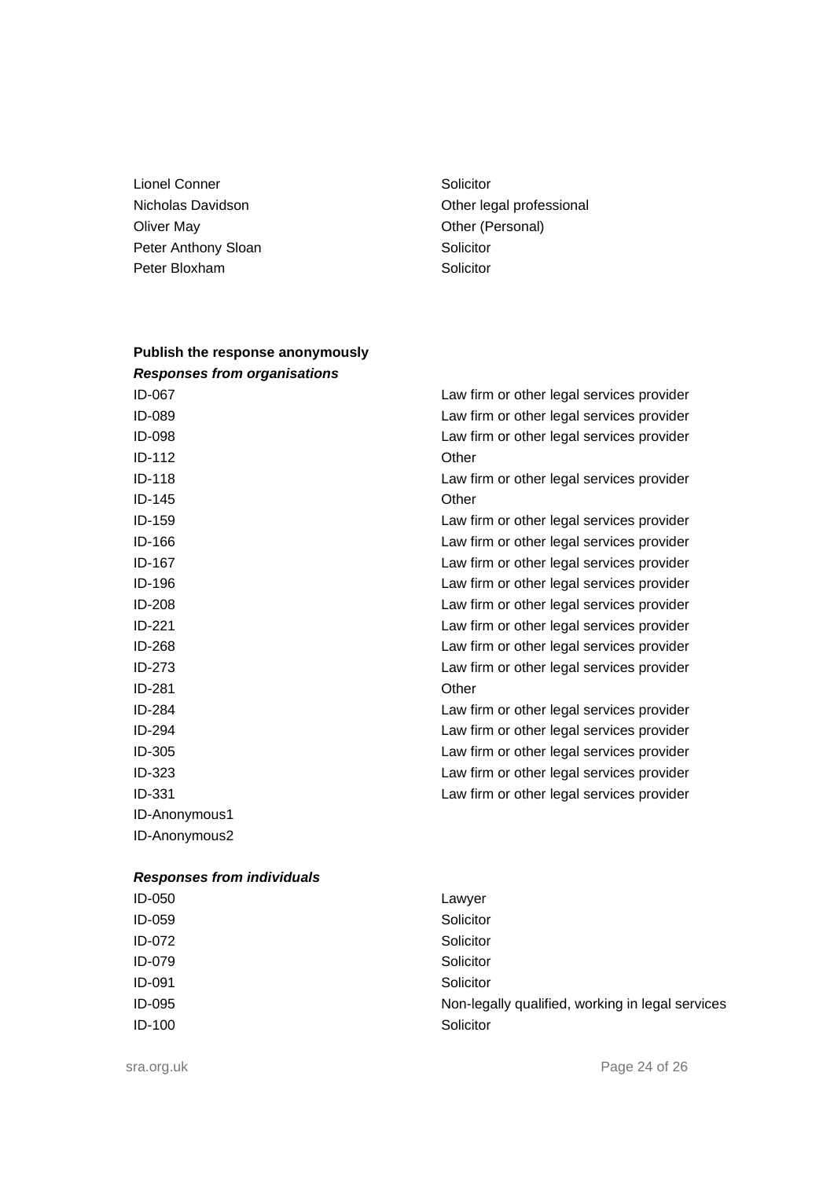| | |
|---|---|
| Lionel Conner | Solicitor |
| Nicholas Davidson | Other legal professional |
| Oliver May | Other (Personal) |
| Peter Anthony Sloan | Solicitor |
| Peter Bloxham | Solicitor |

**Publish the response anonymously**

***Responses from organisations***

| | |
|---|---|
| ID-067 | Law firm or other legal services provider |
| ID-089 | Law firm or other legal services provider |
| ID-098 | Law firm or other legal services provider |
| ID-112 | Other |
| ID-118 | Law firm or other legal services provider |
| ID-145 | Other |
| ID-159 | Law firm or other legal services provider |
| ID-166 | Law firm or other legal services provider |
| ID-167 | Law firm or other legal services provider |
| ID-196 | Law firm or other legal services provider |
| ID-208 | Law firm or other legal services provider |
| ID-221 | Law firm or other legal services provider |
| ID-268 | Law firm or other legal services provider |
| ID-273 | Law firm or other legal services provider |
| ID-281 | Other |
| ID-284 | Law firm or other legal services provider |
| ID-294 | Law firm or other legal services provider |
| ID-305 | Law firm or other legal services provider |
| ID-323 | Law firm or other legal services provider |
| ID-331 | Law firm or other legal services provider |
| ID-Anonymous1 | |
| ID-Anonymous2 | |

***Responses from individuals***

| | |
|---|---|
| ID-050 | Lawyer |
| ID-059 | Solicitor |
| ID-072 | Solicitor |
| ID-079 | Solicitor |
| ID-091 | Solicitor |
| ID-095 | Non-legally qualified, working in legal services |
| ID-100 | Solicitor |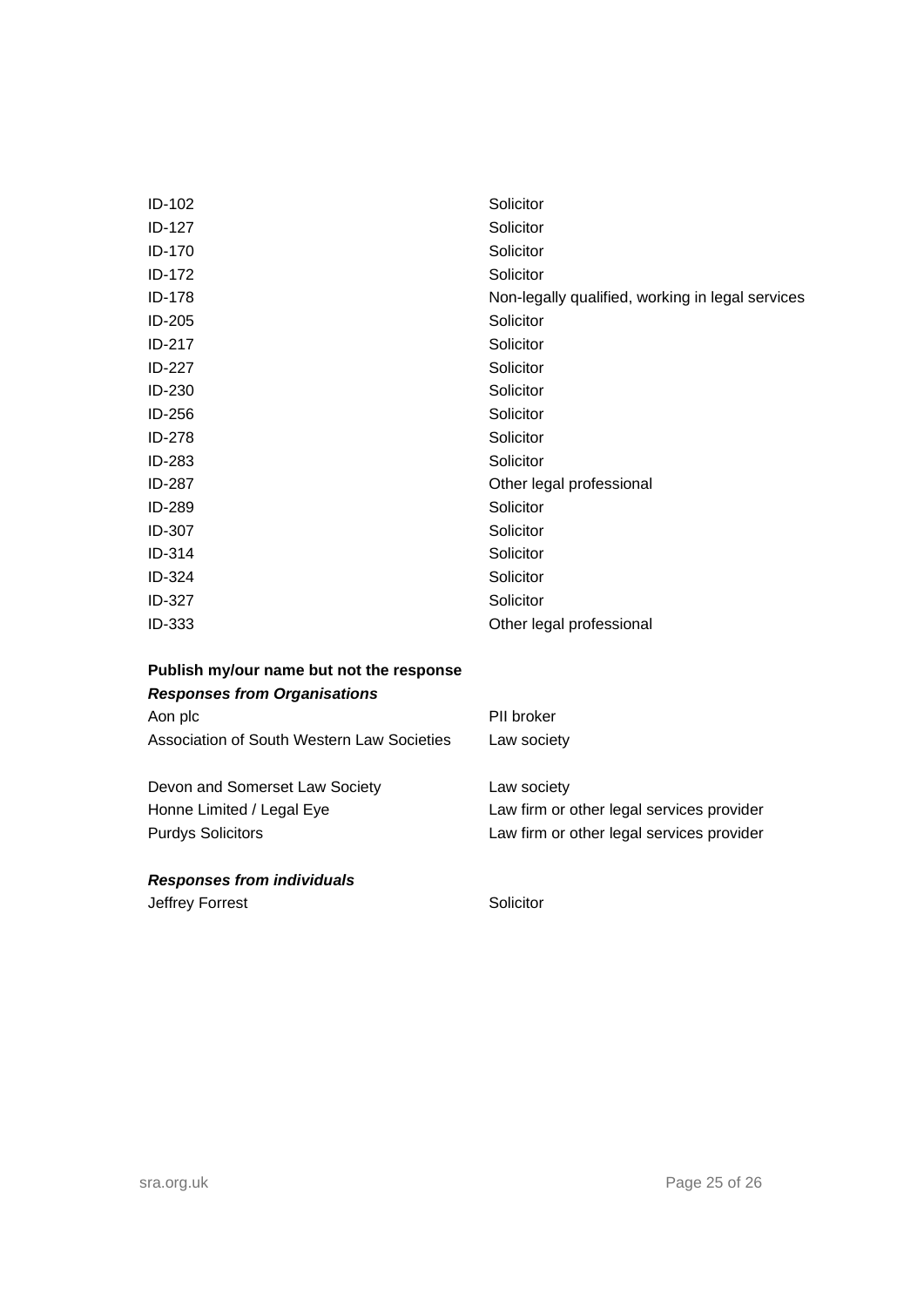| | |
|---|---|
| ID-102 | Solicitor |
| ID-127 | Solicitor |
| ID-170 | Solicitor |
| ID-172 | Solicitor |
| ID-178 | Non-legally qualified, working in legal services |
| ID-205 | Solicitor |
| ID-217 | Solicitor |
| ID-227 | Solicitor |
| ID-230 | Solicitor |
| ID-256 | Solicitor |
| ID-278 | Solicitor |
| ID-283 | Solicitor |
| ID-287 | Other legal professional |
| ID-289 | Solicitor |
| ID-307 | Solicitor |
| ID-314 | Solicitor |
| ID-324 | Solicitor |
| ID-327 | Solicitor |
| ID-333 | Other legal professional |

**Publish my/our name but not the response**

***Responses from Organisations***

| | |
|---|---|
| Aon plc | PII broker |
| Association of South Western Law Societies | Law society |
| Devon and Somerset Law Society | Law society |
| Honne Limited / Legal Eye | Law firm or other legal services provider |
| Purdys Solicitors | Law firm or other legal services provider |

***Responses from individuals***

| | |
|---|---|
| Jeffrey Forrest | Solicitor |